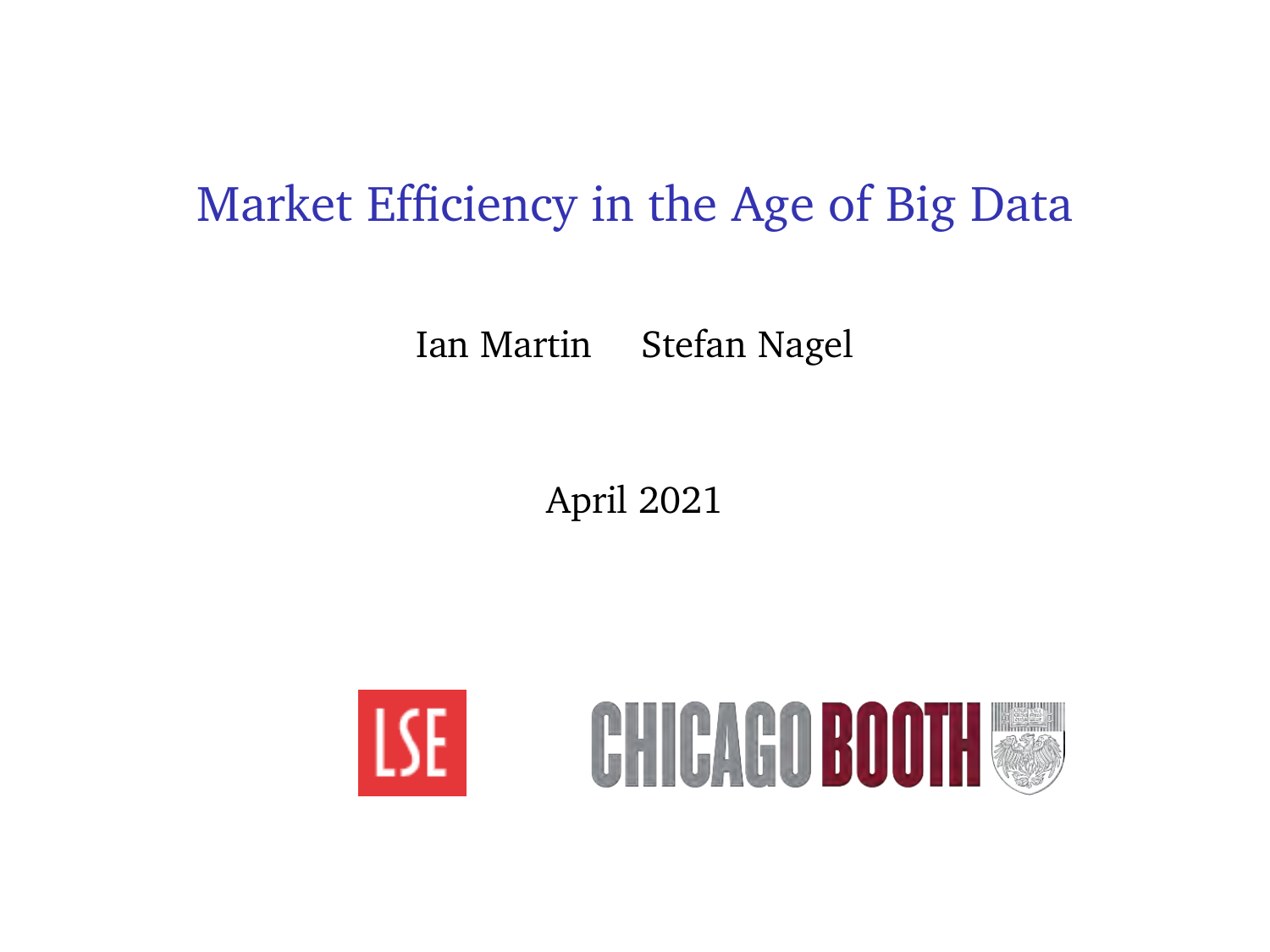# Market Efficiency in the Age of Big Data

Ian Martin Stefan Nagel

April 2021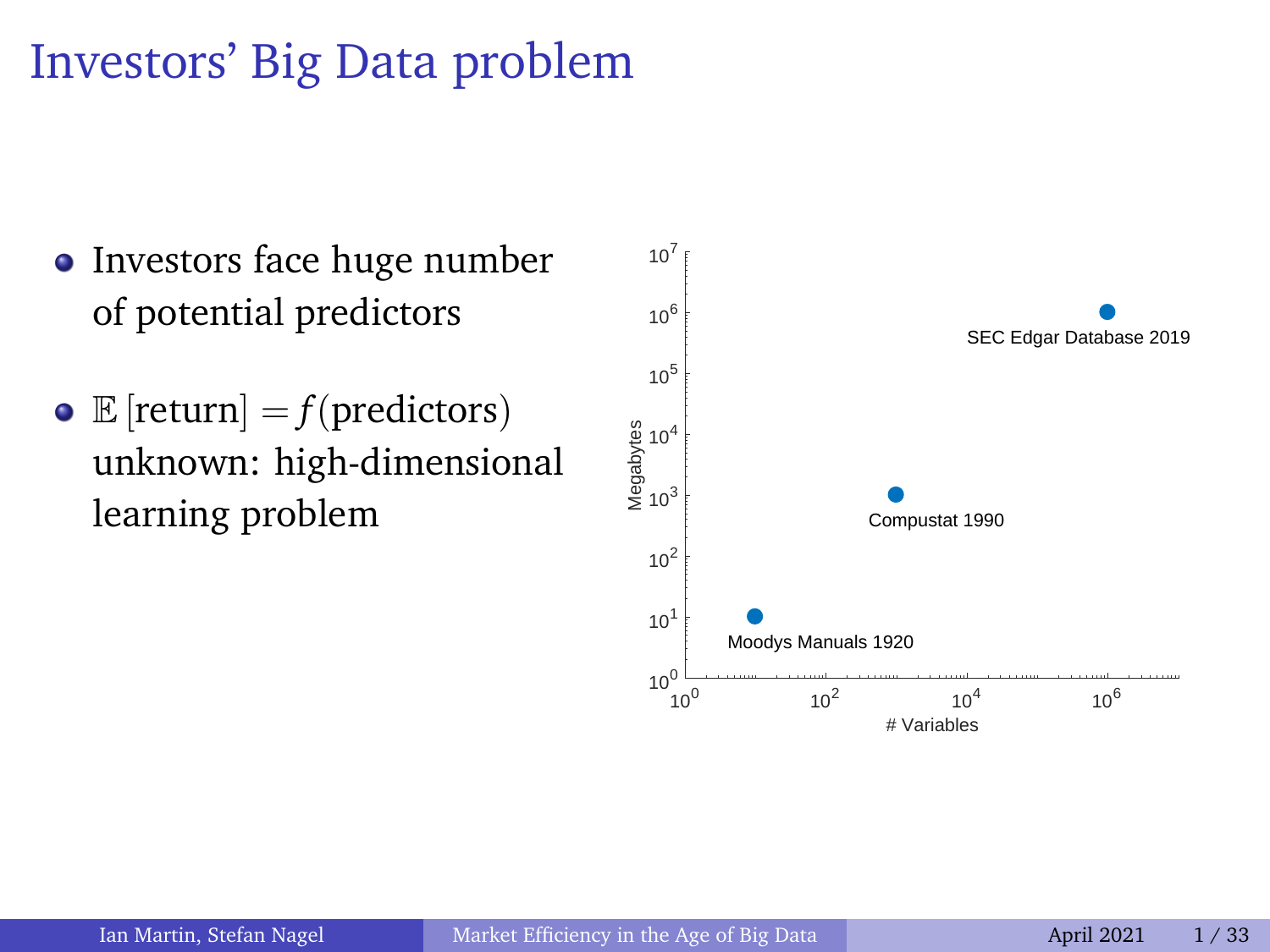# Investors' Big Data problem

- Investors face huge number of potential predictors
- $\mathbb{E}\left[\text{return}\right] = f(\text{predictors})$ unknown: high-dimensional learning problem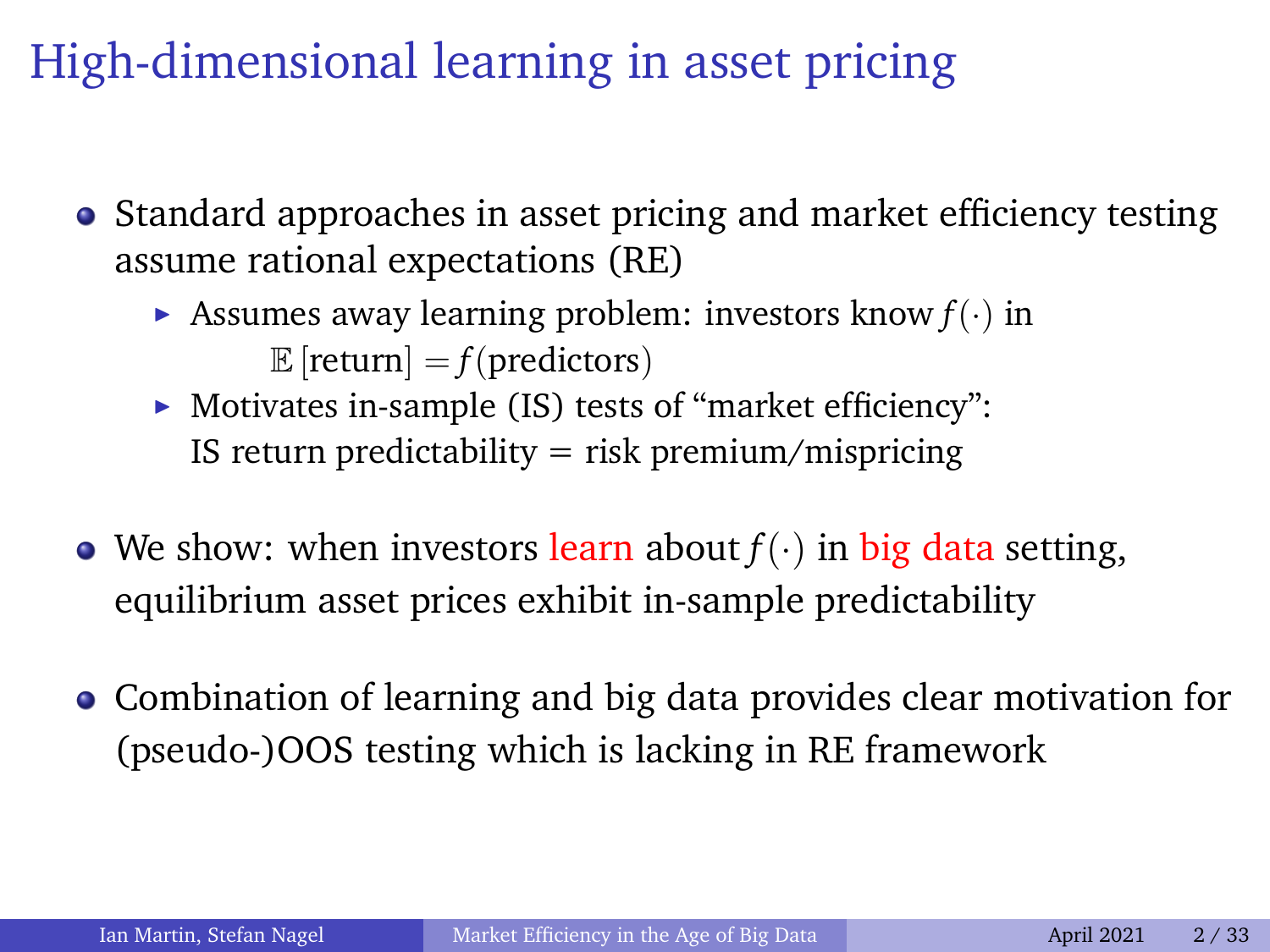# High-dimensional learning in asset pricing

- Standard approaches in asset pricing and market efficiency testing assume rational expectations (RE)
  - Assumes away learning problem: investors know $f(\cdot)$ in
    $$\mathbb{E}[\text{return}] = f(\text{predictors})$$
  - Motivates in-sample (IS) tests of "market efficiency": IS return predictability = risk premium/mispricing
- We show: when investors learn about $f(\cdot)$ in big data setting, equilibrium asset prices exhibit in-sample predictability
- Combination of learning and big data provides clear motivation for (pseudo-)OOS testing which is lacking in RE framework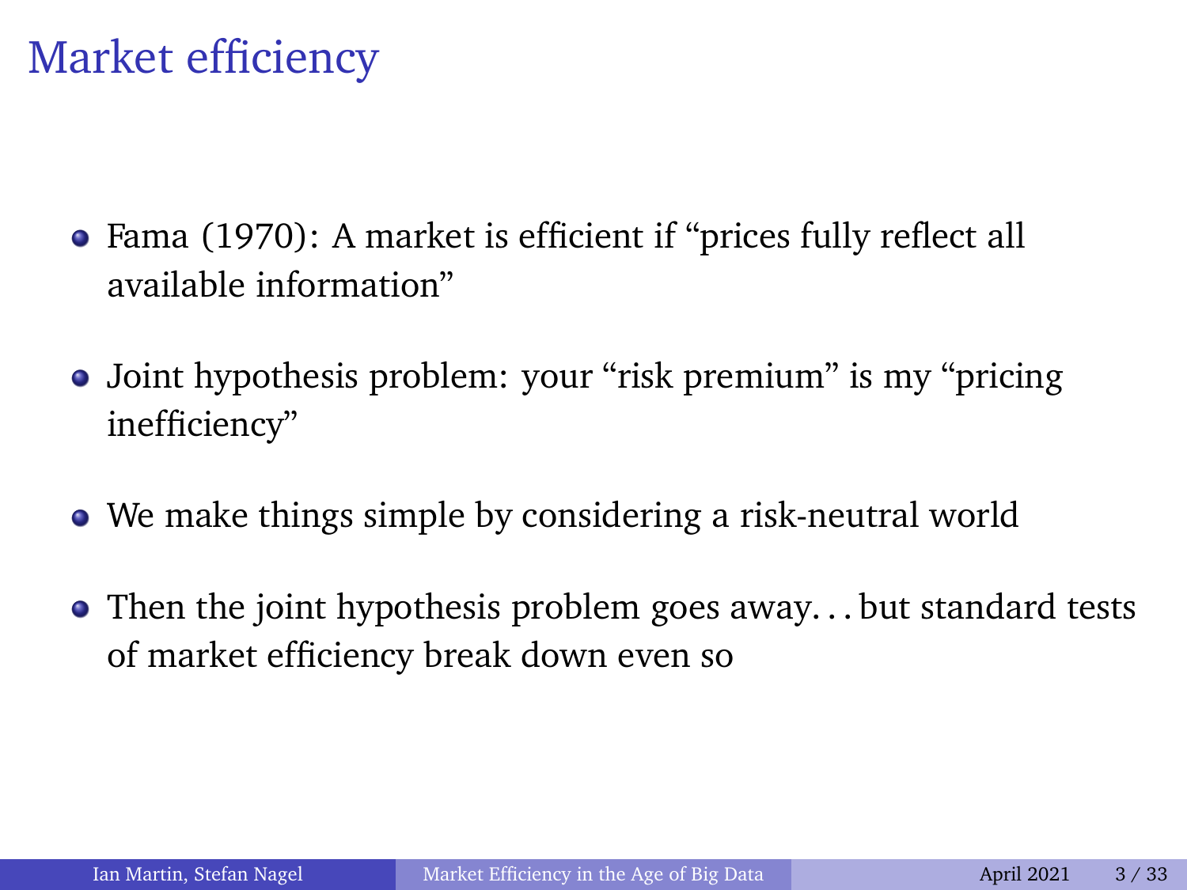# Market efficiency

- Fama (1970): A market is efficient if "prices fully reflect all available information"
- Joint hypothesis problem: your "risk premium" is my "pricing inefficiency"
- We make things simple by considering a risk-neutral world
- Then the joint hypothesis problem goes away. . . but standard tests of market efficiency break down even so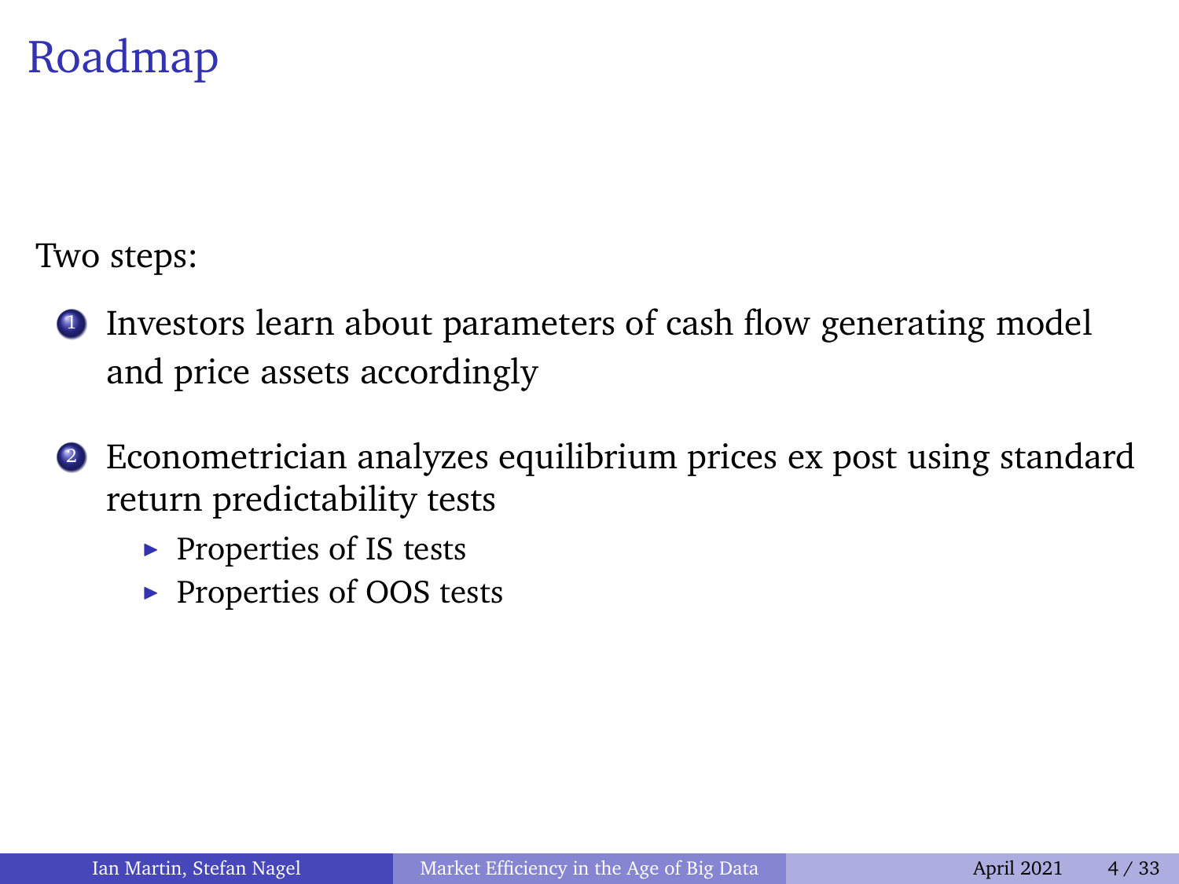# Roadmap

Two steps:

1. Investors learn about parameters of cash flow generating model and price assets accordingly
2. Econometrician analyzes equilibrium prices ex post using standard return predictability tests
   - Properties of IS tests
   - Properties of OOS tests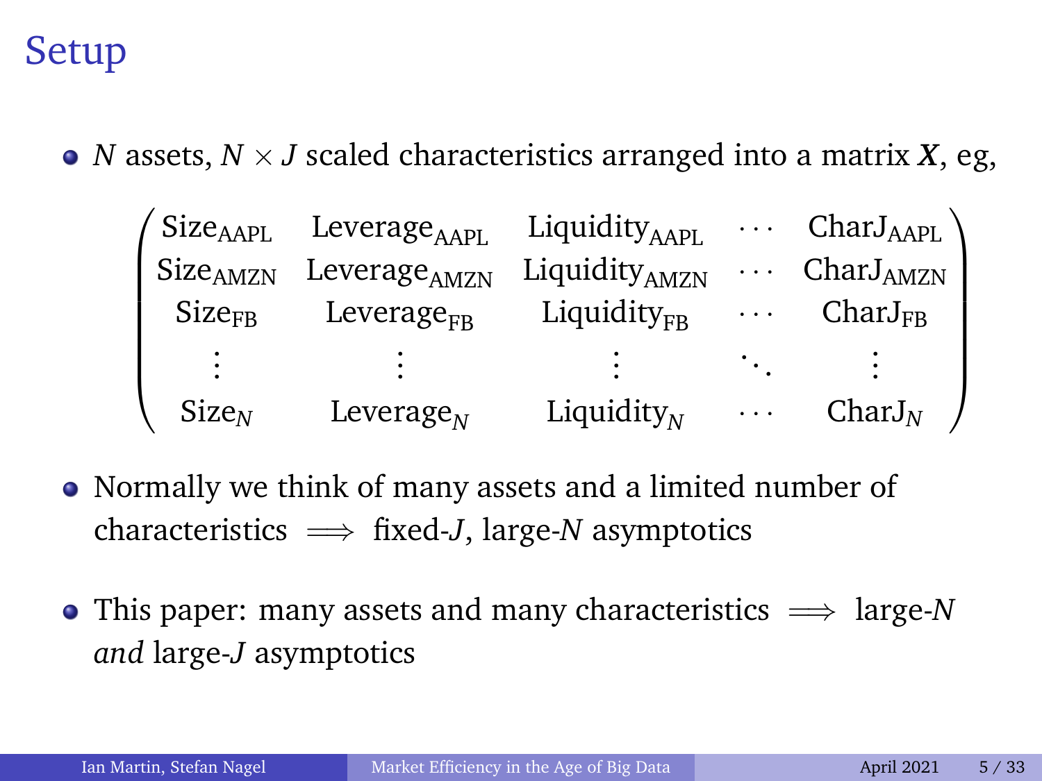# Setup

- $N$ assets, $N \times J$ scaled characteristics arranged into a matrix $\boldsymbol{X}$, eg,

$$
\begin{pmatrix}
\text{Size}_{\text{AAPL}} & \text{Leverage}_{\text{AAPL}} & \text{Liquidity}_{\text{AAPL}} & \cdots & \text{CharJ}_{\text{AAPL}} \\
\text{Size}_{\text{AMZN}} & \text{Leverage}_{\text{AMZN}} & \text{Liquidity}_{\text{AMZN}} & \cdots & \text{CharJ}_{\text{AMZN}} \\
\text{Size}_{\text{FB}} & \text{Leverage}_{\text{FB}} & \text{Liquidity}_{\text{FB}} & \cdots & \text{CharJ}_{\text{FB}} \\
\vdots & \vdots & \vdots & \ddots & \vdots \\
\text{Size}_{N} & \text{Leverage}_{N} & \text{Liquidity}_{N} & \cdots & \text{CharJ}_{N}
\end{pmatrix}
$$

- Normally we think of many assets and a limited number of characteristics $\implies$ fixed-$J$, large-$N$ asymptotics

- This paper: many assets and many characteristics $\implies$ large-$N$ *and* large-$J$ asymptotics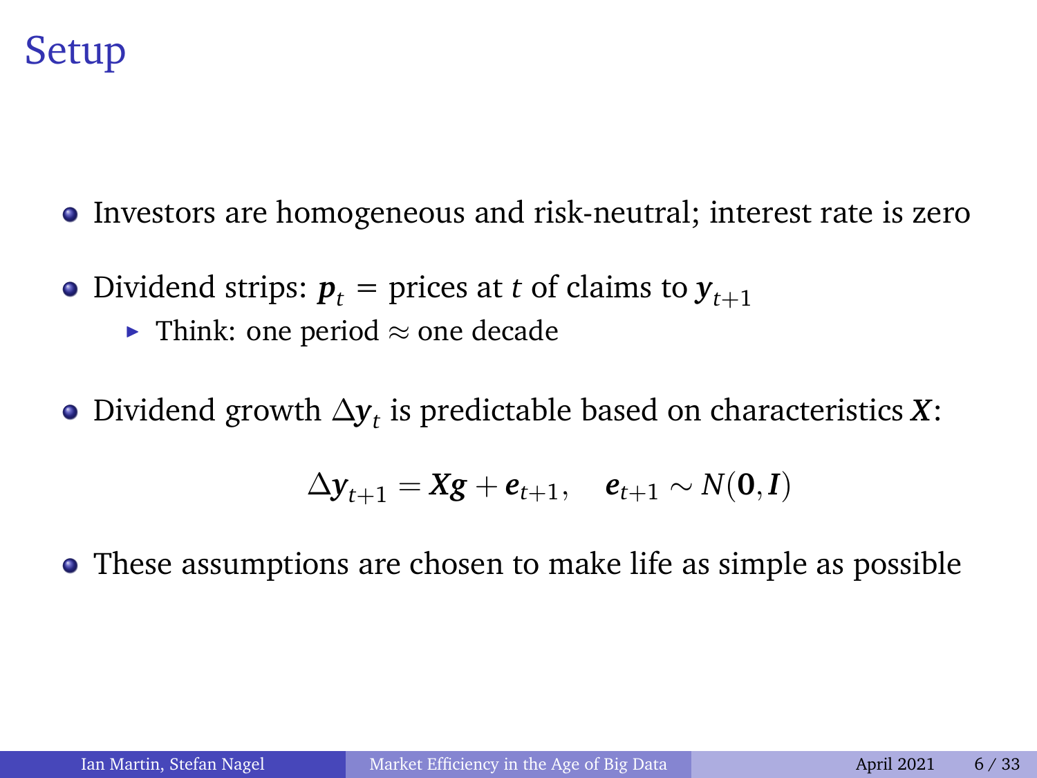# Setup

- Investors are homogeneous and risk-neutral; interest rate is zero
- Dividend strips: $\boldsymbol{p}_t$ = prices at $t$ of claims to $\boldsymbol{y}_{t+1}$
  - Think: one period $\approx$ one decade
- Dividend growth $\Delta \boldsymbol{y}_t$ is predictable based on characteristics $\boldsymbol{X}$:

$$\Delta \boldsymbol{y}_{t+1} = \boldsymbol{X}\boldsymbol{g} + \boldsymbol{e}_{t+1}, \quad \boldsymbol{e}_{t+1} \sim N(\boldsymbol{0}, \boldsymbol{I})$$

- These assumptions are chosen to make life as simple as possible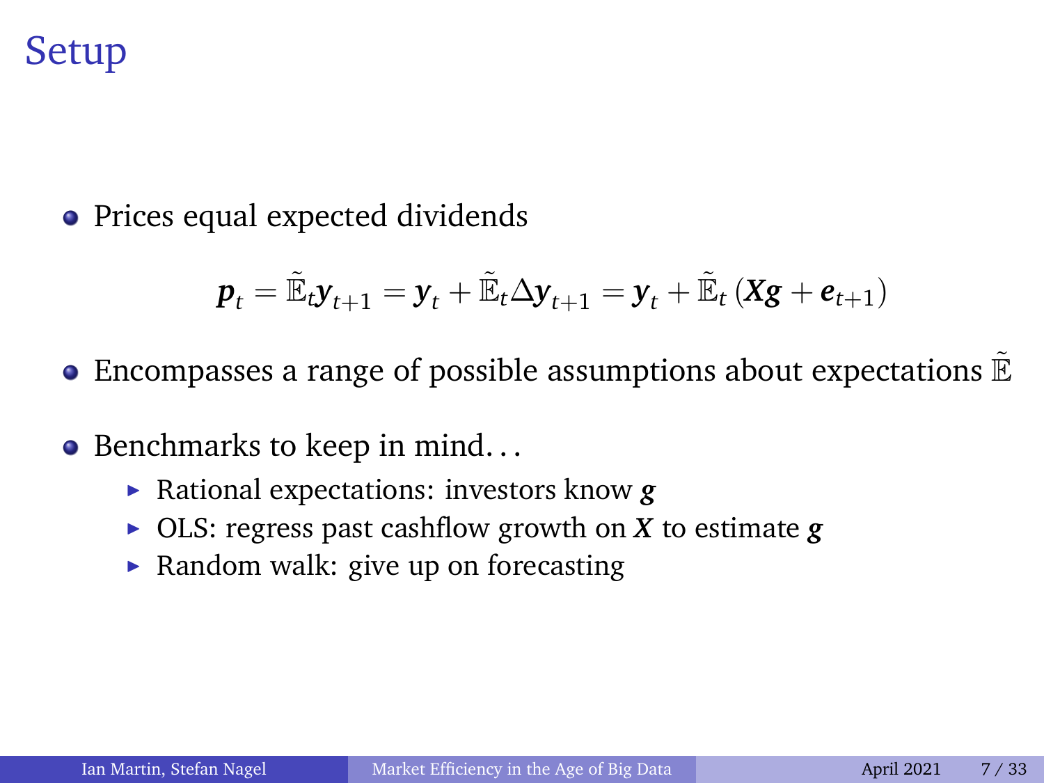# Setup

- Prices equal expected dividends

$$\boldsymbol{p}_t = \tilde{\mathbb{E}}_t \boldsymbol{y}_{t+1} = \boldsymbol{y}_t + \tilde{\mathbb{E}}_t \Delta \boldsymbol{y}_{t+1} = \boldsymbol{y}_t + \tilde{\mathbb{E}}_t \left( \boldsymbol{X}\boldsymbol{g} + \boldsymbol{e}_{t+1} \right)$$

- Encompasses a range of possible assumptions about expectations $\tilde{\mathbb{E}}$
- Benchmarks to keep in mind...
  - Rational expectations: investors know $\boldsymbol{g}$
  - OLS: regress past cashflow growth on $\boldsymbol{X}$ to estimate $\boldsymbol{g}$
  - Random walk: give up on forecasting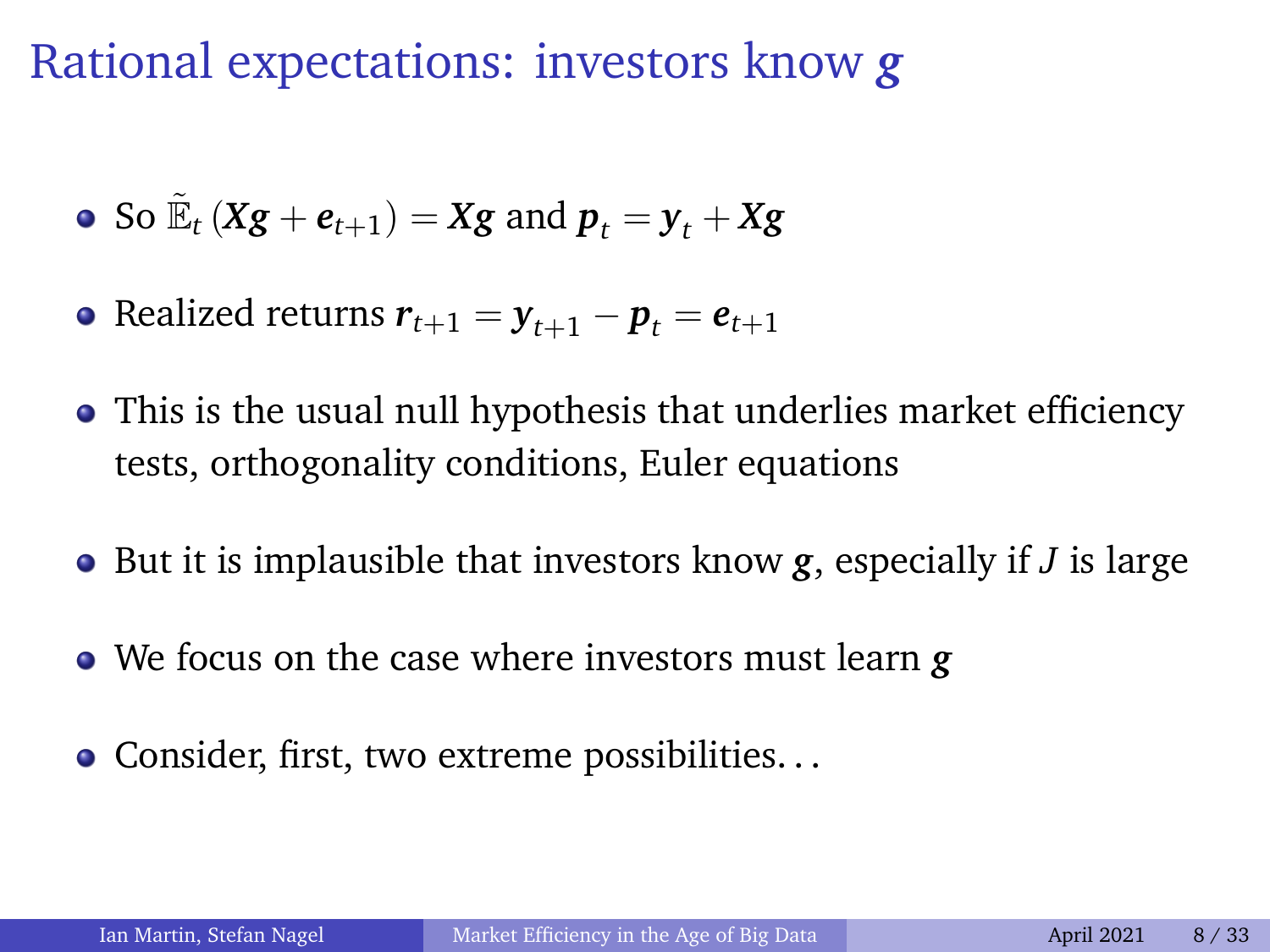# Rational expectations: investors know $\boldsymbol{g}$

- So $\tilde{\mathbb{E}}_t\left(\boldsymbol{X}\boldsymbol{g} + \boldsymbol{e}_{t+1}\right) = \boldsymbol{X}\boldsymbol{g}$ and $\boldsymbol{p}_t = \boldsymbol{y}_t + \boldsymbol{X}\boldsymbol{g}$
- Realized returns $\boldsymbol{r}_{t+1} = \boldsymbol{y}_{t+1} - \boldsymbol{p}_t = \boldsymbol{e}_{t+1}$
- This is the usual null hypothesis that underlies market efficiency tests, orthogonality conditions, Euler equations
- But it is implausible that investors know $\boldsymbol{g}$, especially if $J$ is large
- We focus on the case where investors must learn $\boldsymbol{g}$
- Consider, first, two extreme possibilities…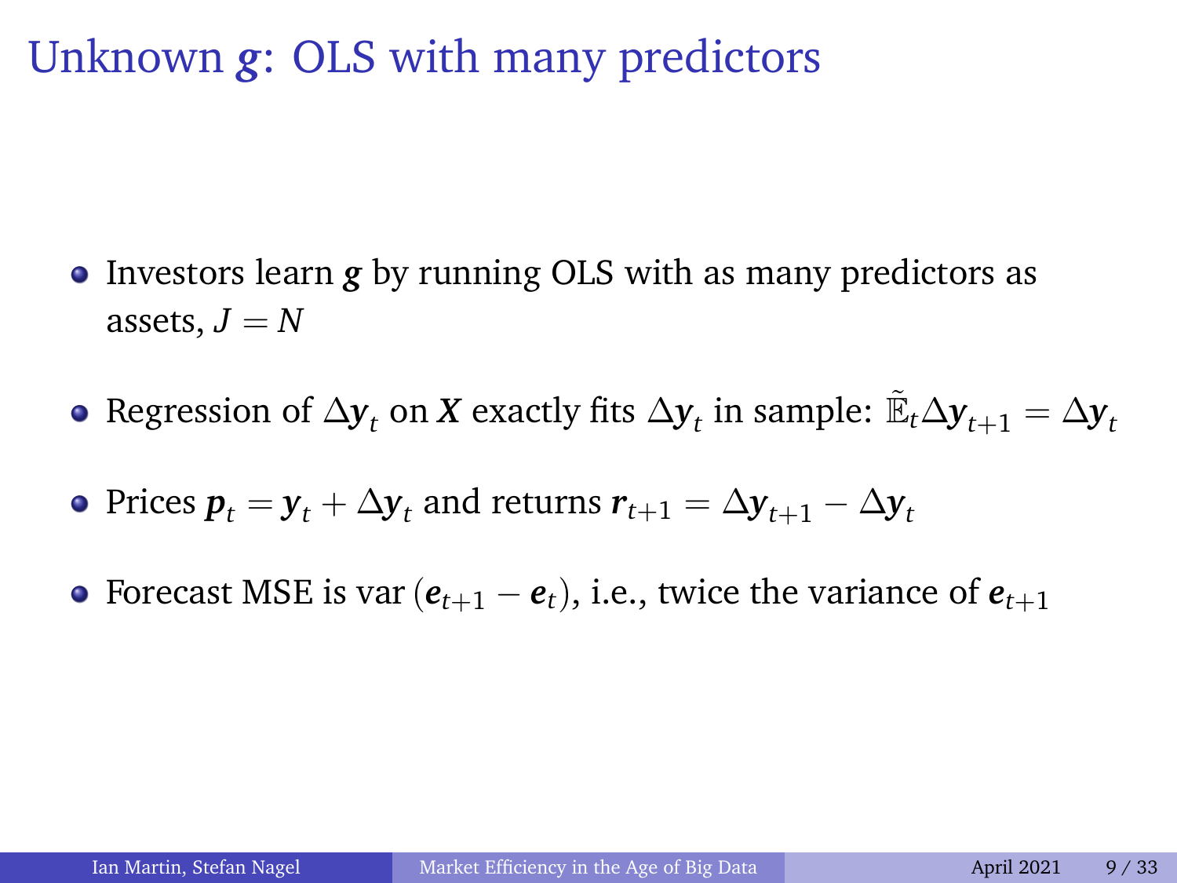# Unknown $\boldsymbol{g}$: OLS with many predictors

- Investors learn $\boldsymbol{g}$ by running OLS with as many predictors as assets, $J = N$
- Regression of $\Delta \boldsymbol{y}_t$ on $\boldsymbol{X}$ exactly fits $\Delta \boldsymbol{y}_t$ in sample: $\tilde{\mathbb{E}}_t \Delta \boldsymbol{y}_{t+1} = \Delta \boldsymbol{y}_t$
- Prices $\boldsymbol{p}_t = \boldsymbol{y}_t + \Delta \boldsymbol{y}_t$ and returns $\boldsymbol{r}_{t+1} = \Delta \boldsymbol{y}_{t+1} - \Delta \boldsymbol{y}_t$
- Forecast MSE is $\text{var}\left(\boldsymbol{e}_{t+1} - \boldsymbol{e}_t\right)$, i.e., twice the variance of $\boldsymbol{e}_{t+1}$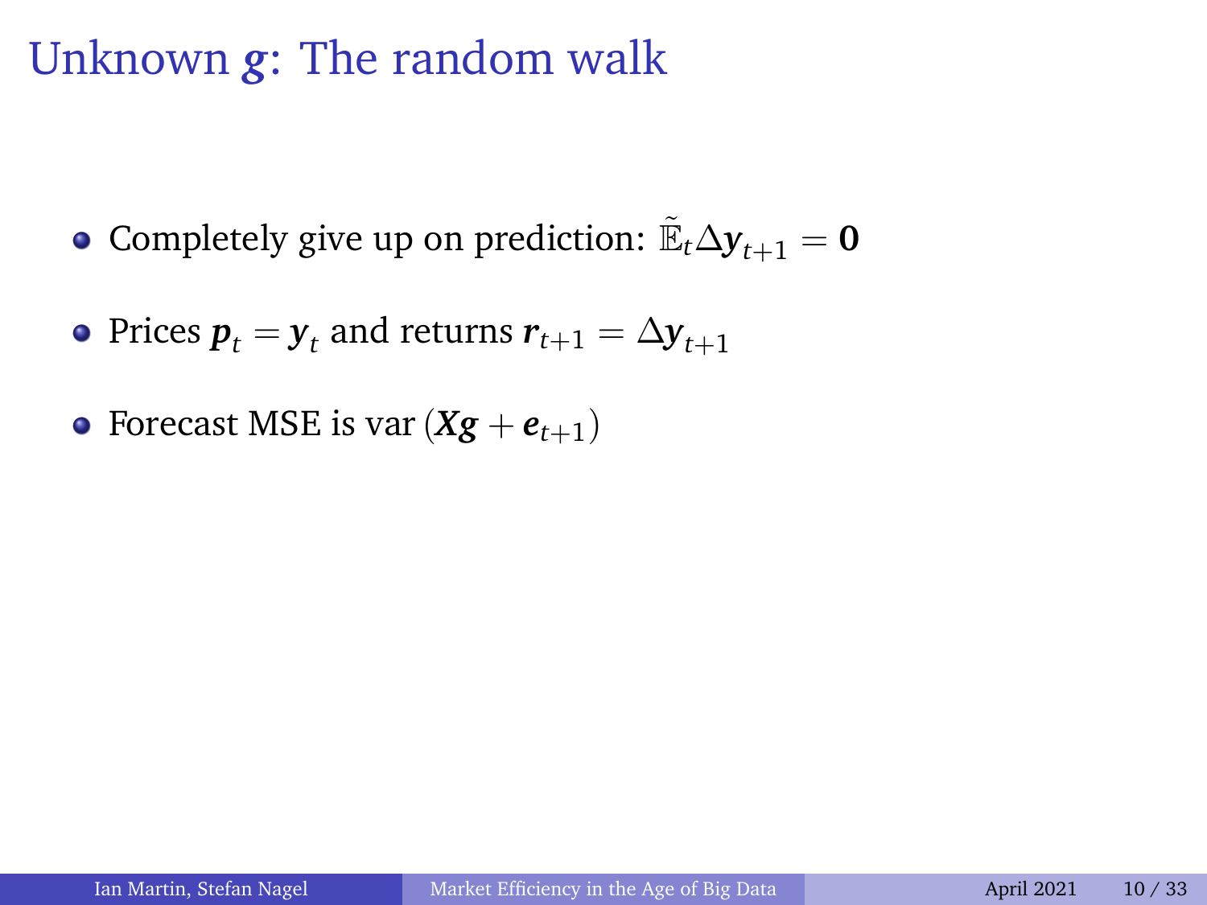# Unknown $\boldsymbol{g}$: The random walk

- Completely give up on prediction: $\tilde{\mathbb{E}}_t \Delta \boldsymbol{y}_{t+1} = \mathbf{0}$
- Prices $\boldsymbol{p}_t = \boldsymbol{y}_t$ and returns $\boldsymbol{r}_{t+1} = \Delta \boldsymbol{y}_{t+1}$
- Forecast MSE is $\text{var}\left(\boldsymbol{X}\boldsymbol{g} + \boldsymbol{e}_{t+1}\right)$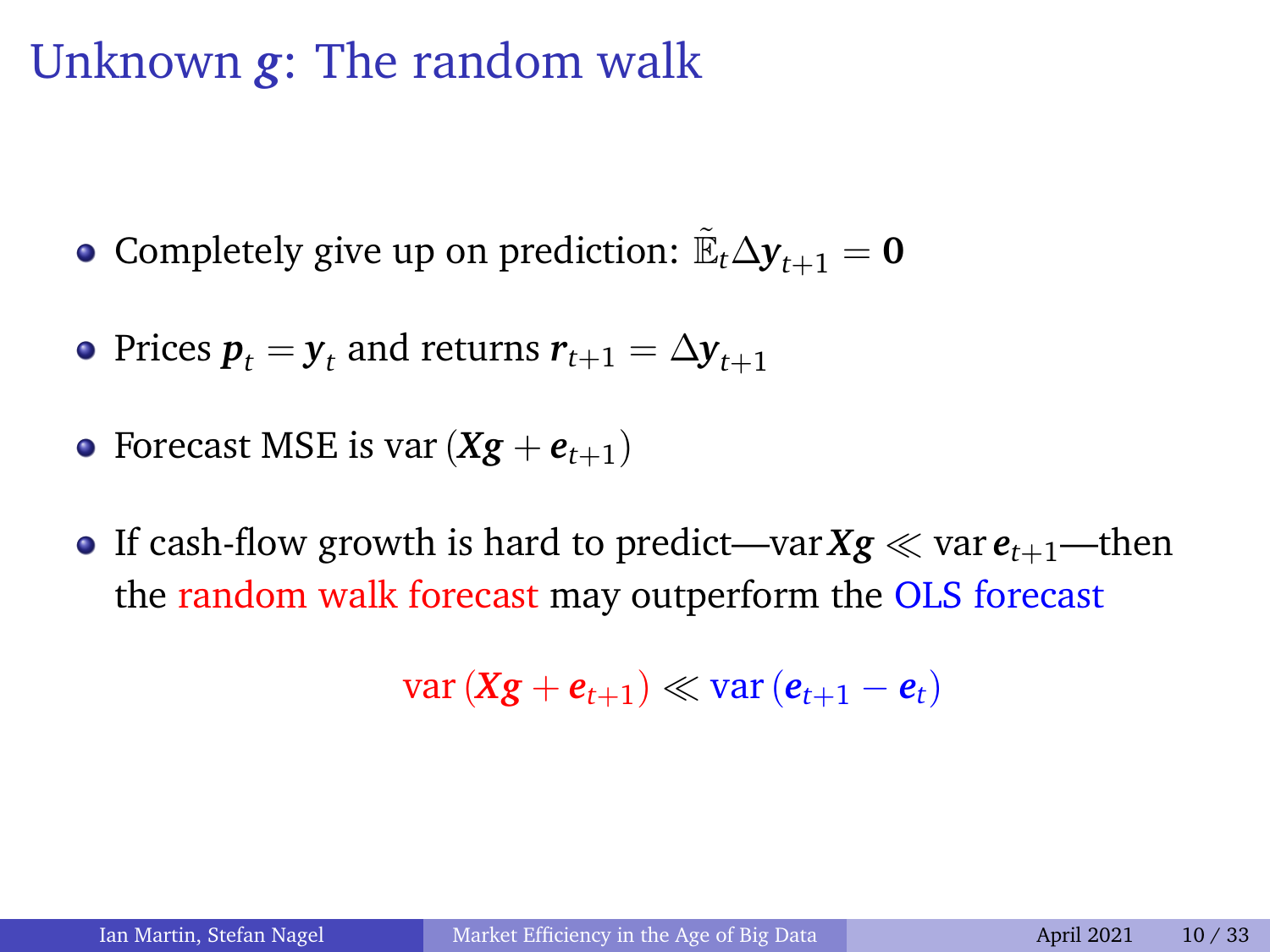# Unknown $\boldsymbol{g}$: The random walk

- Completely give up on prediction: $\tilde{\mathbb{E}}_t \Delta \boldsymbol{y}_{t+1} = \boldsymbol{0}$
- Prices $\boldsymbol{p}_t = \boldsymbol{y}_t$ and returns $\boldsymbol{r}_{t+1} = \Delta \boldsymbol{y}_{t+1}$
- Forecast MSE is $\text{var}\left(\boldsymbol{X}\boldsymbol{g} + \boldsymbol{e}_{t+1}\right)$
- If cash-flow growth is hard to predict—$\text{var}\, \boldsymbol{X}\boldsymbol{g} \ll \text{var}\, \boldsymbol{e}_{t+1}$—then the random walk forecast may outperform the OLS forecast

$$\text{var}\left(\boldsymbol{X}\boldsymbol{g} + \boldsymbol{e}_{t+1}\right) \ll \text{var}\left(\boldsymbol{e}_{t+1} - \boldsymbol{e}_t\right)$$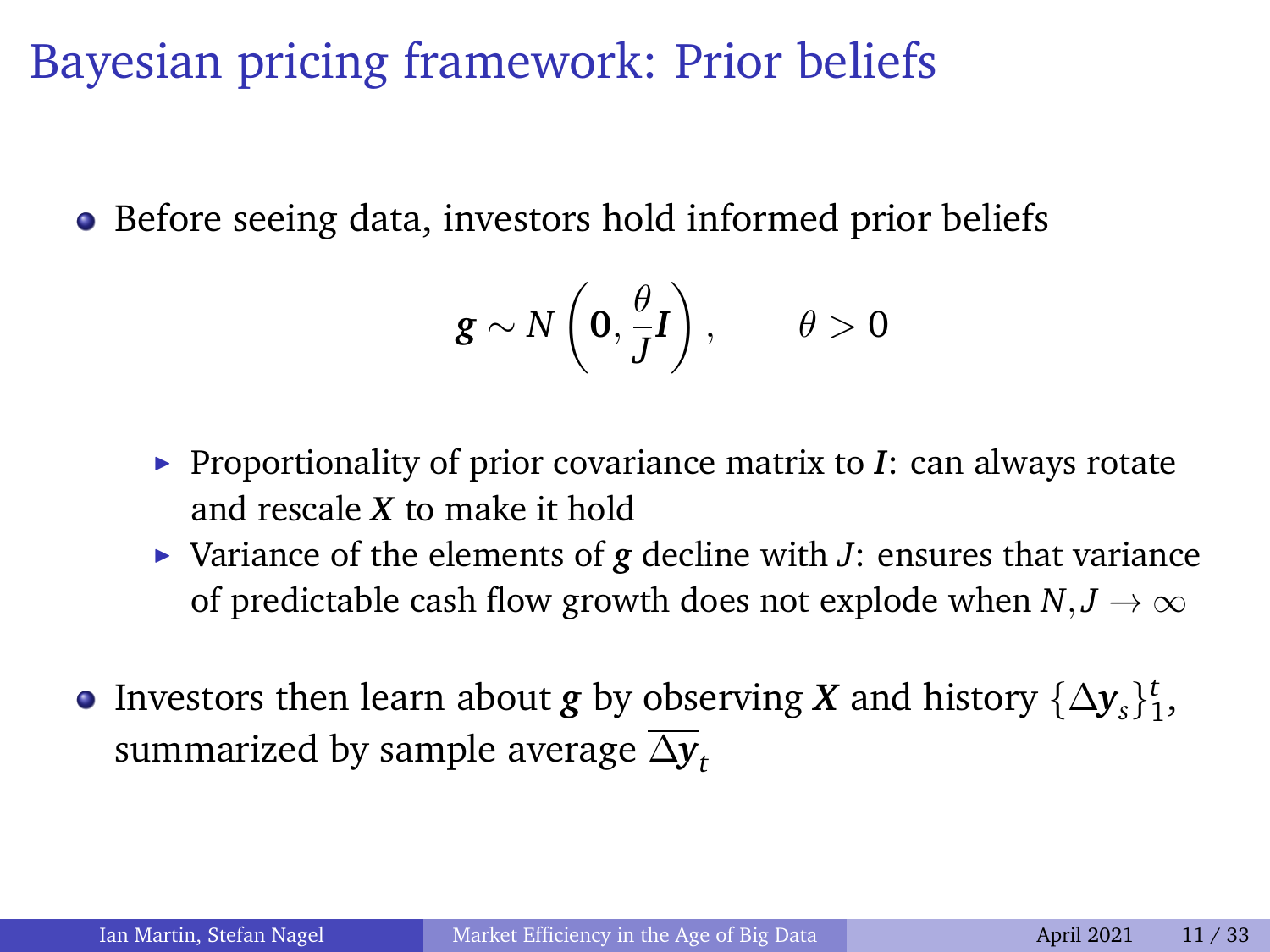# Bayesian pricing framework: Prior beliefs

- Before seeing data, investors hold informed prior beliefs

$$\boldsymbol{g} \sim N\left(\mathbf{0}, \frac{\theta}{J}\boldsymbol{I}\right), \qquad \theta > 0$$

  - Proportionality of prior covariance matrix to $\boldsymbol{I}$: can always rotate and rescale $\boldsymbol{X}$ to make it hold
  - Variance of the elements of $\boldsymbol{g}$ decline with $J$: ensures that variance of predictable cash flow growth does not explode when $N, J \to \infty$

- Investors then learn about $\boldsymbol{g}$ by observing $\boldsymbol{X}$ and history $\{\Delta \boldsymbol{y}_s\}_1^t$, summarized by sample average $\overline{\Delta \boldsymbol{y}}_t$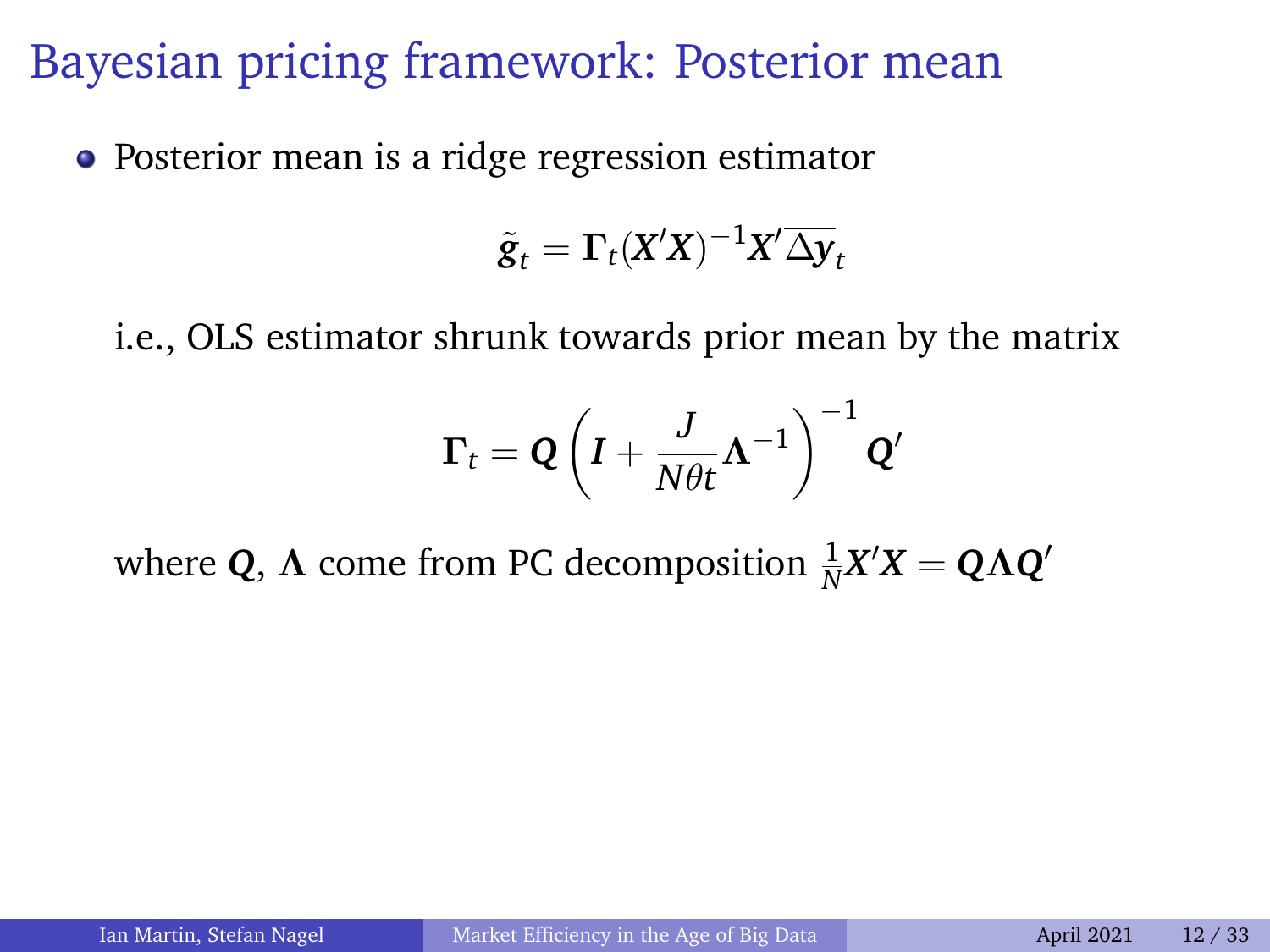# Bayesian pricing framework: Posterior mean

- Posterior mean is a ridge regression estimator

$$\tilde{\boldsymbol{g}}_t = \boldsymbol{\Gamma}_t(\boldsymbol{X}'\boldsymbol{X})^{-1}\boldsymbol{X}'\overline{\Delta \boldsymbol{y}}_t$$

i.e., OLS estimator shrunk towards prior mean by the matrix

$$\boldsymbol{\Gamma}_t = \boldsymbol{Q}\left(\boldsymbol{I} + \frac{J}{N\theta t}\boldsymbol{\Lambda}^{-1}\right)^{-1}\boldsymbol{Q}'$$

where $\boldsymbol{Q}$, $\boldsymbol{\Lambda}$ come from PC decomposition $\frac{1}{N}\boldsymbol{X}'\boldsymbol{X} = \boldsymbol{Q}\boldsymbol{\Lambda}\boldsymbol{Q}'$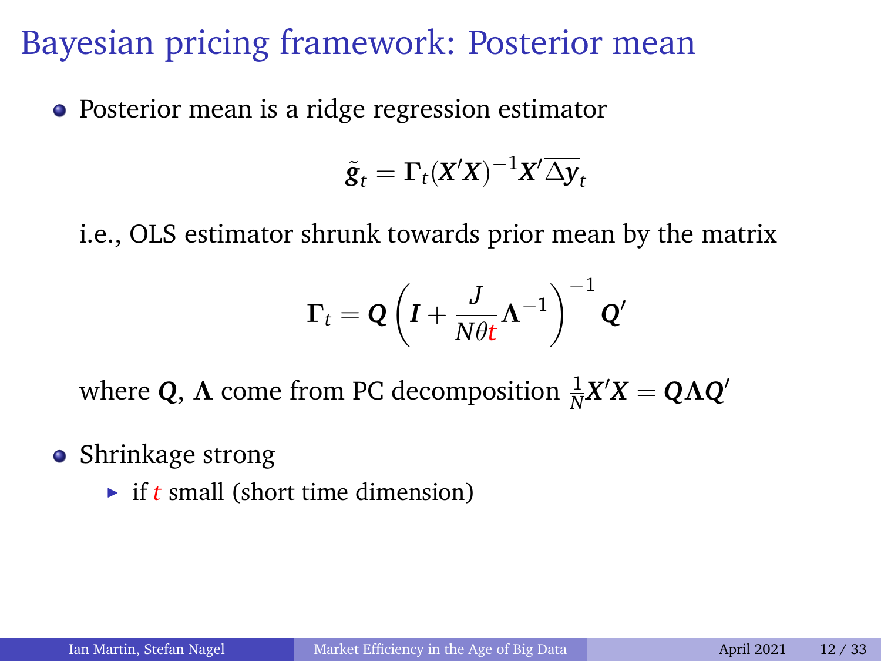# Bayesian pricing framework: Posterior mean

- Posterior mean is a ridge regression estimator

$$\tilde{\boldsymbol{g}}_t = \boldsymbol{\Gamma}_t (\boldsymbol{X}'\boldsymbol{X})^{-1} \boldsymbol{X}' \overline{\Delta \boldsymbol{y}}_t$$

  i.e., OLS estimator shrunk towards prior mean by the matrix

$$\boldsymbol{\Gamma}_t = \boldsymbol{Q} \left( \boldsymbol{I} + \frac{J}{N\theta t} \boldsymbol{\Lambda}^{-1} \right)^{-1} \boldsymbol{Q}'$$

  where $\boldsymbol{Q}$, $\boldsymbol{\Lambda}$ come from PC decomposition $\frac{1}{N}\boldsymbol{X}'\boldsymbol{X} = \boldsymbol{Q}\boldsymbol{\Lambda}\boldsymbol{Q}'$

- Shrinkage strong
  - if $t$ small (short time dimension)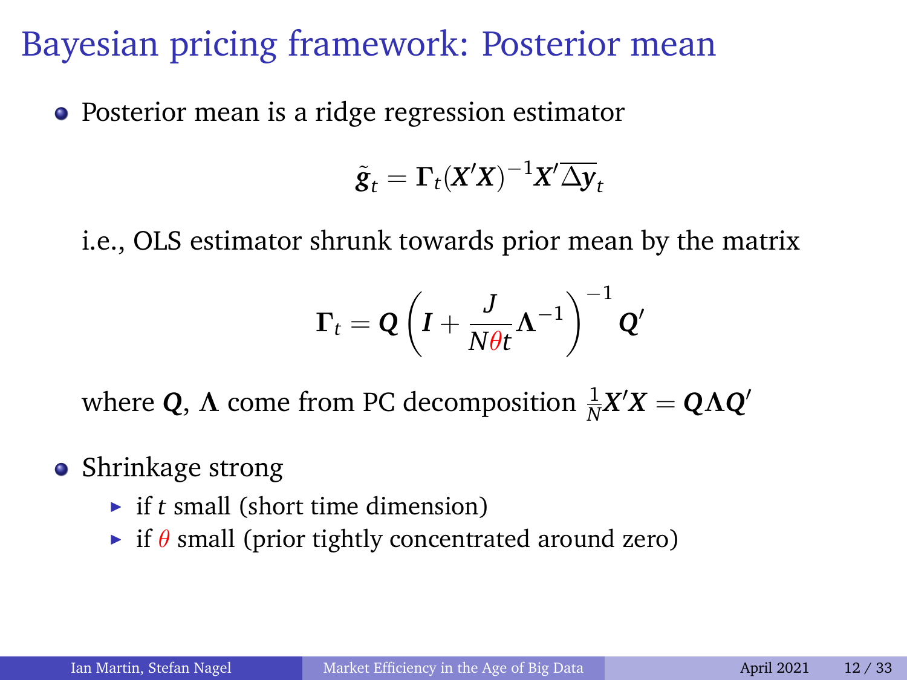# Bayesian pricing framework: Posterior mean

- Posterior mean is a ridge regression estimator

$$\tilde{\boldsymbol{g}}_t = \boldsymbol{\Gamma}_t (\boldsymbol{X}'\boldsymbol{X})^{-1} \boldsymbol{X}' \overline{\Delta \boldsymbol{y}}_t$$

  i.e., OLS estimator shrunk towards prior mean by the matrix

$$\boldsymbol{\Gamma}_t = \boldsymbol{Q} \left( \boldsymbol{I} + \frac{J}{N\theta t} \boldsymbol{\Lambda}^{-1} \right)^{-1} \boldsymbol{Q}'$$

  where $\boldsymbol{Q}$, $\boldsymbol{\Lambda}$ come from PC decomposition $\frac{1}{N}\boldsymbol{X}'\boldsymbol{X} = \boldsymbol{Q}\boldsymbol{\Lambda}\boldsymbol{Q}'$

- Shrinkage strong
  - if $t$ small (short time dimension)
  - if $\theta$ small (prior tightly concentrated around zero)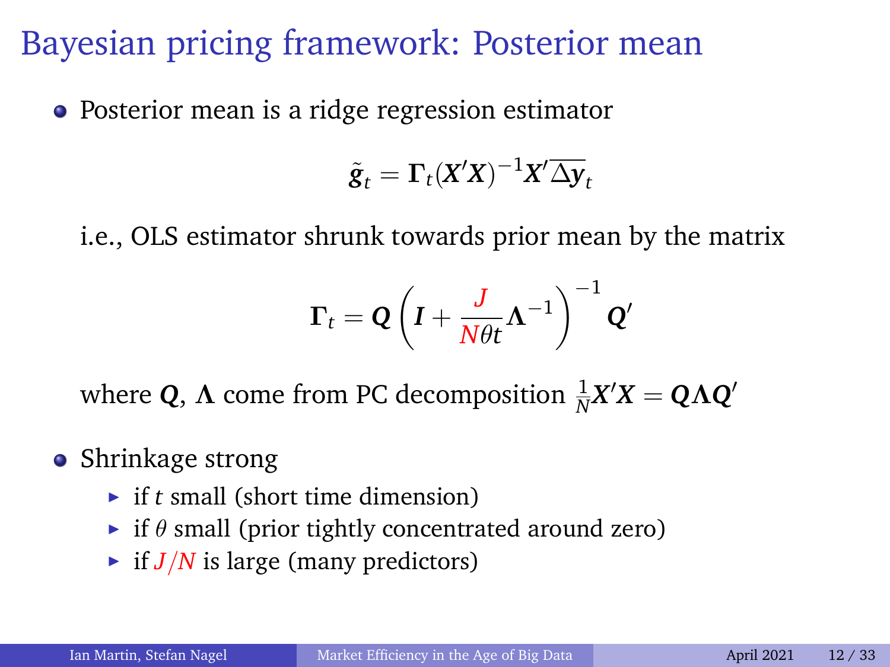# Bayesian pricing framework: Posterior mean

- Posterior mean is a ridge regression estimator

$$\tilde{\boldsymbol{g}}_t = \boldsymbol{\Gamma}_t (\boldsymbol{X}'\boldsymbol{X})^{-1} \boldsymbol{X}' \overline{\Delta \boldsymbol{y}}_t$$

  i.e., OLS estimator shrunk towards prior mean by the matrix

$$\boldsymbol{\Gamma}_t = \boldsymbol{Q} \left( \boldsymbol{I} + \frac{J}{N\theta t} \boldsymbol{\Lambda}^{-1} \right)^{-1} \boldsymbol{Q}'$$

  where $\boldsymbol{Q}$, $\boldsymbol{\Lambda}$ come from PC decomposition $\frac{1}{N}\boldsymbol{X}'\boldsymbol{X} = \boldsymbol{Q}\boldsymbol{\Lambda}\boldsymbol{Q}'$

- Shrinkage strong
  - if $t$ small (short time dimension)
  - if $\theta$ small (prior tightly concentrated around zero)
  - if $J/N$ is large (many predictors)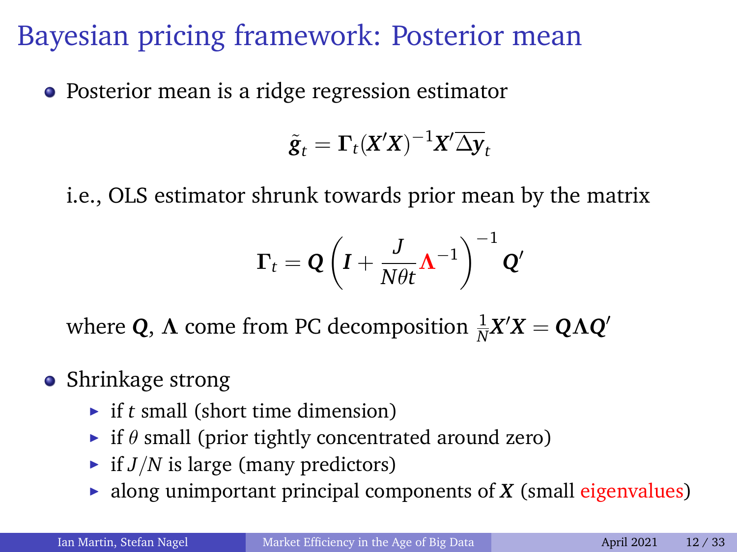# Bayesian pricing framework: Posterior mean

- Posterior mean is a ridge regression estimator

$$\tilde{\boldsymbol{g}}_t = \boldsymbol{\Gamma}_t (\boldsymbol{X}'\boldsymbol{X})^{-1}\boldsymbol{X}'\overline{\Delta \boldsymbol{y}}_t$$

  i.e., OLS estimator shrunk towards prior mean by the matrix

$$\boldsymbol{\Gamma}_t = \boldsymbol{Q}\left(\boldsymbol{I} + \frac{J}{N\theta t}\boldsymbol{\Lambda}^{-1}\right)^{-1}\boldsymbol{Q}'$$

  where $\boldsymbol{Q}$, $\boldsymbol{\Lambda}$ come from PC decomposition $\frac{1}{N}\boldsymbol{X}'\boldsymbol{X} = \boldsymbol{Q}\boldsymbol{\Lambda}\boldsymbol{Q}'$

- Shrinkage strong
  - if $t$ small (short time dimension)
  - if $\theta$ small (prior tightly concentrated around zero)
  - if $J/N$ is large (many predictors)
  - along unimportant principal components of $\boldsymbol{X}$ (small eigenvalues)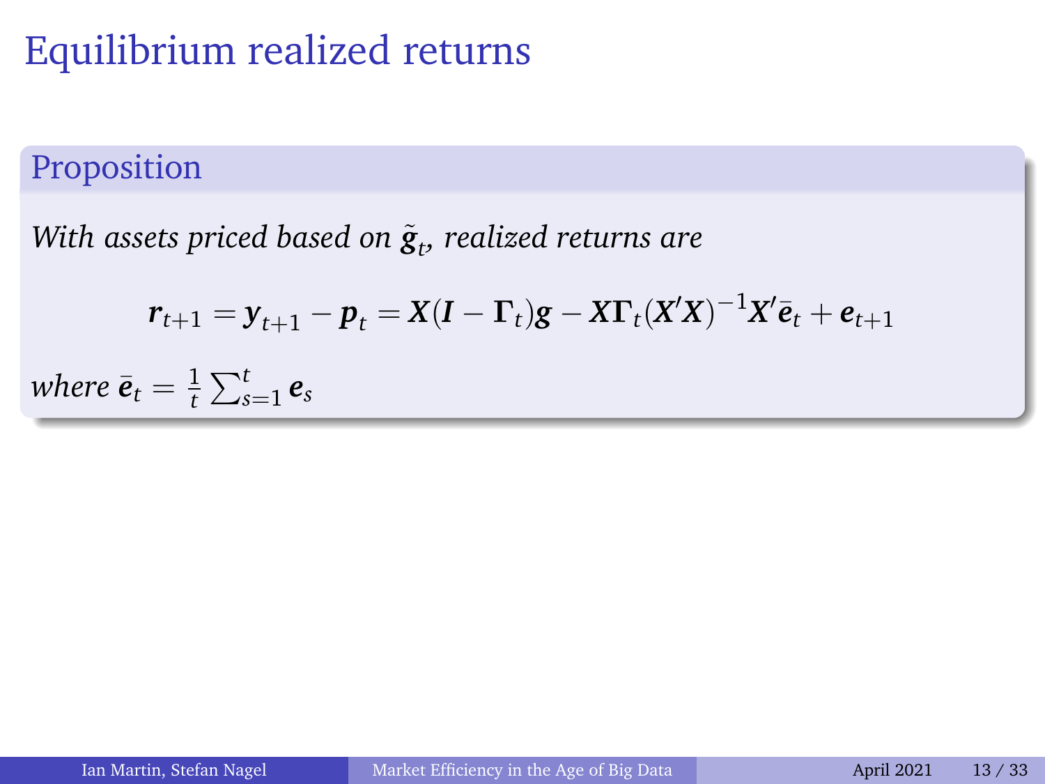# Equilibrium realized returns

## Proposition

*With assets priced based on* $\tilde{\boldsymbol{g}}_t$*, realized returns are*

$$\boldsymbol{r}_{t+1} = \boldsymbol{y}_{t+1} - \boldsymbol{p}_t = \boldsymbol{X}(\boldsymbol{I} - \boldsymbol{\Gamma}_t)\boldsymbol{g} - \boldsymbol{X}\boldsymbol{\Gamma}_t(\boldsymbol{X}'\boldsymbol{X})^{-1}\boldsymbol{X}'\bar{\boldsymbol{e}}_t + \boldsymbol{e}_{t+1}$$

*where* $\bar{\boldsymbol{e}}_t = \frac{1}{t}\sum_{s=1}^{t} \boldsymbol{e}_s$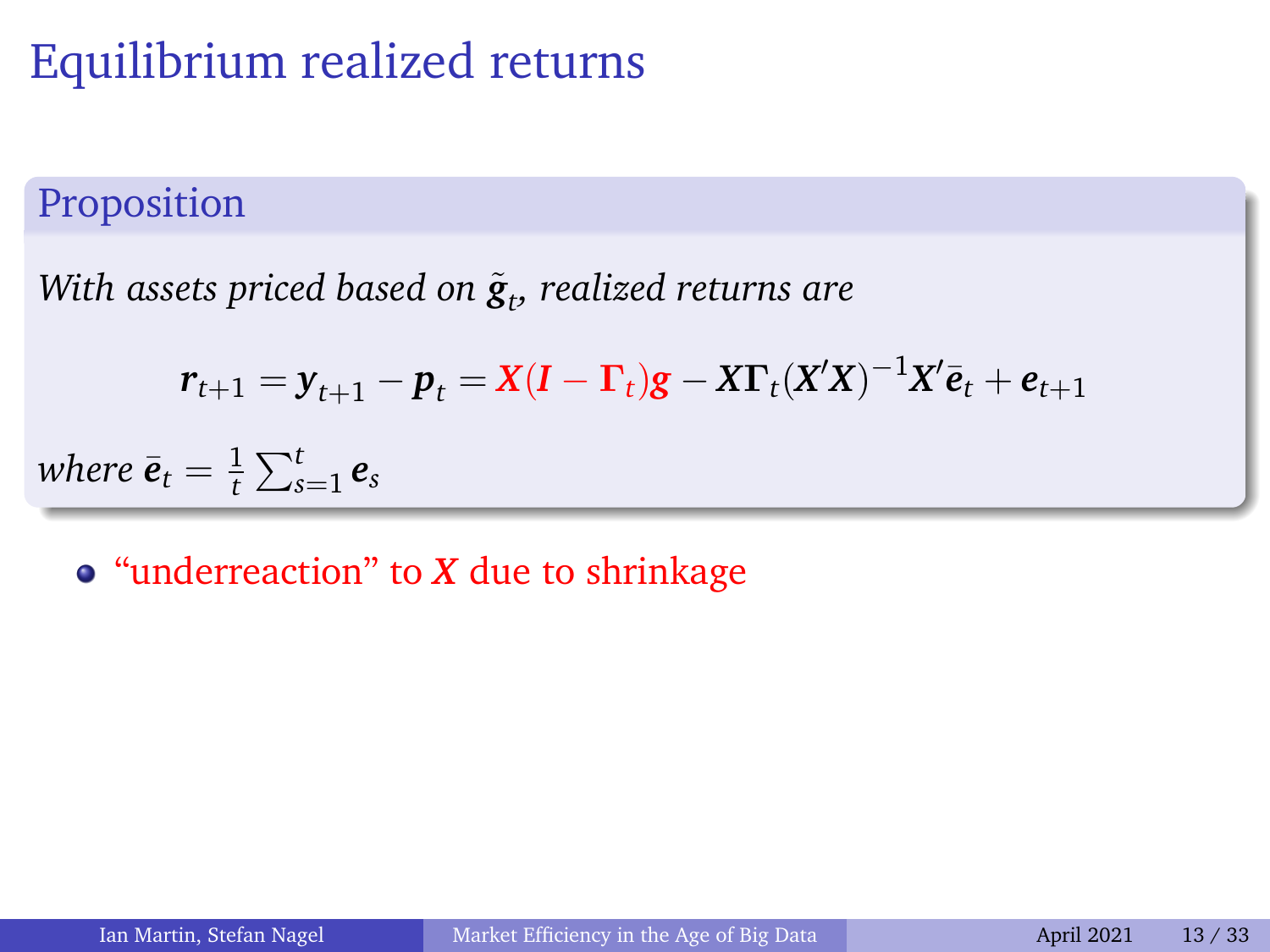# Equilibrium realized returns

**Proposition**

*With assets priced based on $\tilde{\boldsymbol{g}}_t$, realized returns are*

$$\boldsymbol{r}_{t+1} = \boldsymbol{y}_{t+1} - \boldsymbol{p}_t = \boldsymbol{X}(\boldsymbol{I} - \boldsymbol{\Gamma}_t)\boldsymbol{g} - \boldsymbol{X}\boldsymbol{\Gamma}_t(\boldsymbol{X}'\boldsymbol{X})^{-1}\boldsymbol{X}'\bar{\boldsymbol{e}}_t + \boldsymbol{e}_{t+1}$$

*where* $\bar{\boldsymbol{e}}_t = \frac{1}{t}\sum_{s=1}^{t} \boldsymbol{e}_s$

- "underreaction" to $\boldsymbol{X}$ due to shrinkage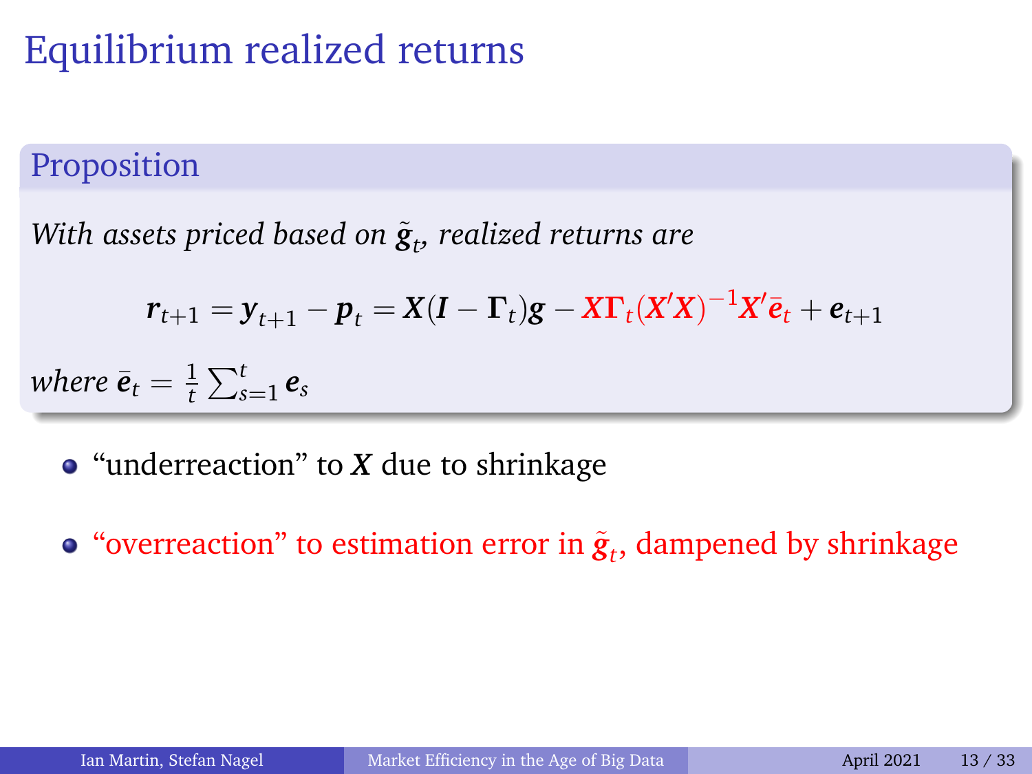# Equilibrium realized returns

**Proposition**

*With assets priced based on $\tilde{\boldsymbol{g}}_t$, realized returns are*

$$\boldsymbol{r}_{t+1} = \boldsymbol{y}_{t+1} - \boldsymbol{p}_t = \boldsymbol{X}(\boldsymbol{I} - \boldsymbol{\Gamma}_t)\boldsymbol{g} - \boldsymbol{X}\boldsymbol{\Gamma}_t(\boldsymbol{X}'\boldsymbol{X})^{-1}\boldsymbol{X}'\bar{\boldsymbol{e}}_t + \boldsymbol{e}_{t+1}$$

*where* $\bar{\boldsymbol{e}}_t = \frac{1}{t}\sum_{s=1}^{t} \boldsymbol{e}_s$

- "underreaction" to $\boldsymbol{X}$ due to shrinkage
- "overreaction" to estimation error in $\tilde{\boldsymbol{g}}_t$, dampened by shrinkage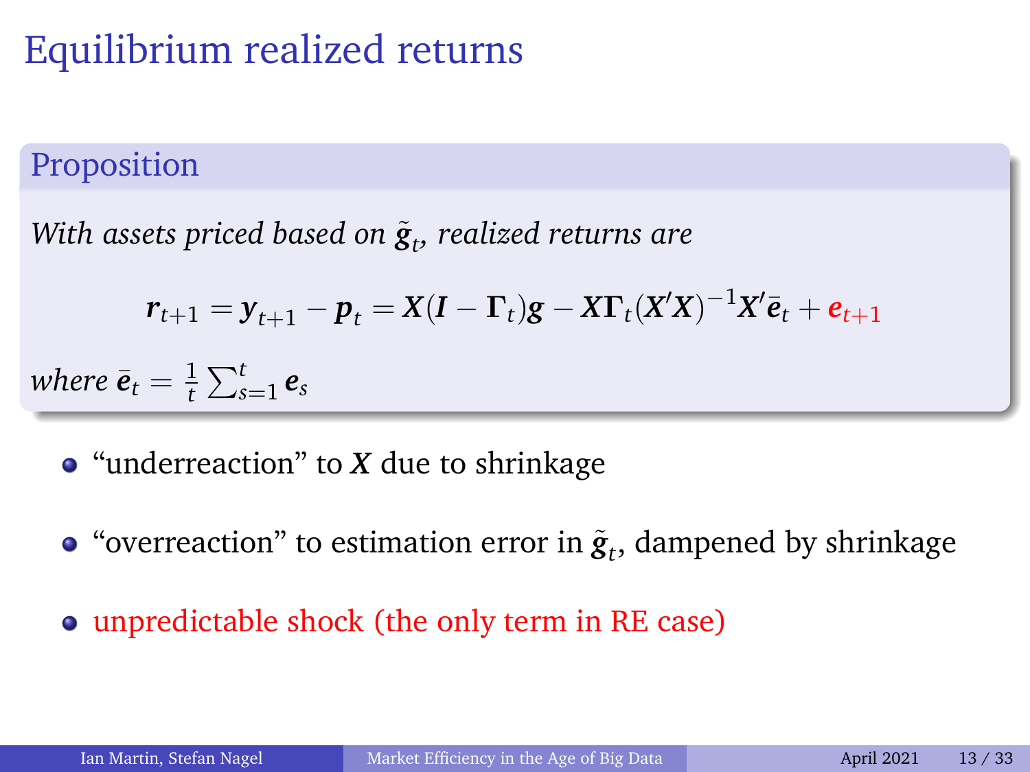# Equilibrium realized returns

## Proposition

*With assets priced based on $\tilde{\boldsymbol{g}}_t$, realized returns are*

$$\boldsymbol{r}_{t+1} = \boldsymbol{y}_{t+1} - \boldsymbol{p}_t = \boldsymbol{X}(\boldsymbol{I} - \boldsymbol{\Gamma}_t)\boldsymbol{g} - \boldsymbol{X}\boldsymbol{\Gamma}_t(\boldsymbol{X}'\boldsymbol{X})^{-1}\boldsymbol{X}'\bar{\boldsymbol{e}}_t + \boldsymbol{e}_{t+1}$$

*where* $\bar{\boldsymbol{e}}_t = \frac{1}{t}\sum_{s=1}^{t}\boldsymbol{e}_s$

- "underreaction" to $\boldsymbol{X}$ due to shrinkage
- "overreaction" to estimation error in $\tilde{\boldsymbol{g}}_t$, dampened by shrinkage
- unpredictable shock (the only term in RE case)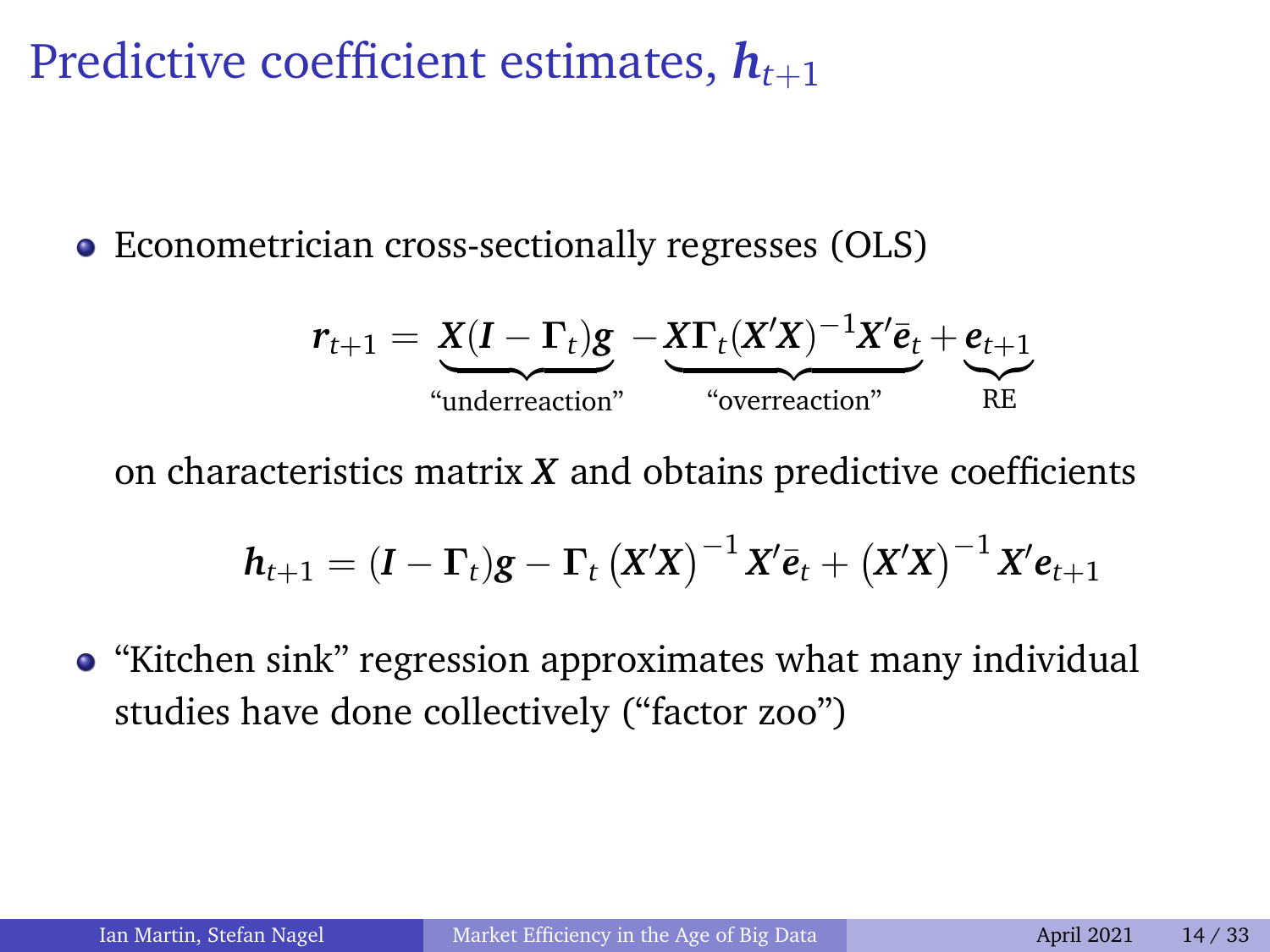# Predictive coefficient estimates, $\boldsymbol{h}_{t+1}$

- Econometrician cross-sectionally regresses (OLS)

$$\boldsymbol{r}_{t+1} = \underbrace{\boldsymbol{X}(\boldsymbol{I} - \boldsymbol{\Gamma}_t)\boldsymbol{g}}_{\text{“underreaction”}} - \underbrace{\boldsymbol{X}\boldsymbol{\Gamma}_t(\boldsymbol{X}'\boldsymbol{X})^{-1}\boldsymbol{X}'\bar{\boldsymbol{e}}_t}_{\text{“overreaction”}} + \underbrace{\boldsymbol{e}_{t+1}}_{\text{RE}}$$

  on characteristics matrix $\boldsymbol{X}$ and obtains predictive coefficients

$$\boldsymbol{h}_{t+1} = (\boldsymbol{I} - \boldsymbol{\Gamma}_t)\boldsymbol{g} - \boldsymbol{\Gamma}_t \left(\boldsymbol{X}'\boldsymbol{X}\right)^{-1} \boldsymbol{X}'\bar{\boldsymbol{e}}_t + \left(\boldsymbol{X}'\boldsymbol{X}\right)^{-1} \boldsymbol{X}'\boldsymbol{e}_{t+1}$$

- “Kitchen sink” regression approximates what many individual studies have done collectively (“factor zoo”)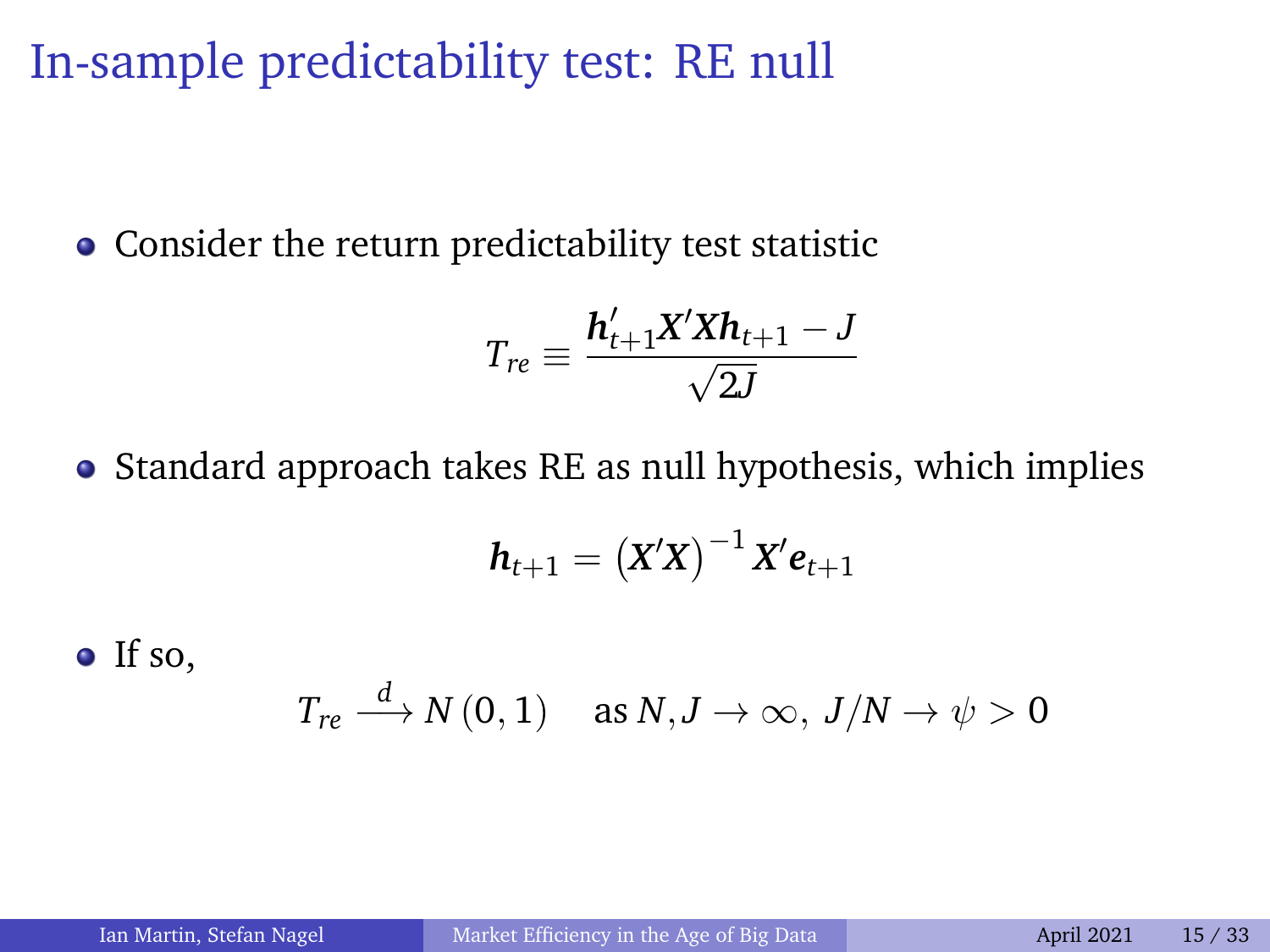# In-sample predictability test: RE null

- Consider the return predictability test statistic

$$T_{re} \equiv \frac{\boldsymbol{h}_{t+1}' \boldsymbol{X}' \boldsymbol{X} \boldsymbol{h}_{t+1} - J}{\sqrt{2J}}$$

- Standard approach takes RE as null hypothesis, which implies

$$\boldsymbol{h}_{t+1} = \left( \boldsymbol{X}' \boldsymbol{X} \right)^{-1} \boldsymbol{X}' \boldsymbol{e}_{t+1}$$

- If so,

$$T_{re} \xrightarrow{d} N(0,1) \quad \text{as } N, J \to \infty,\ J/N \to \psi > 0$$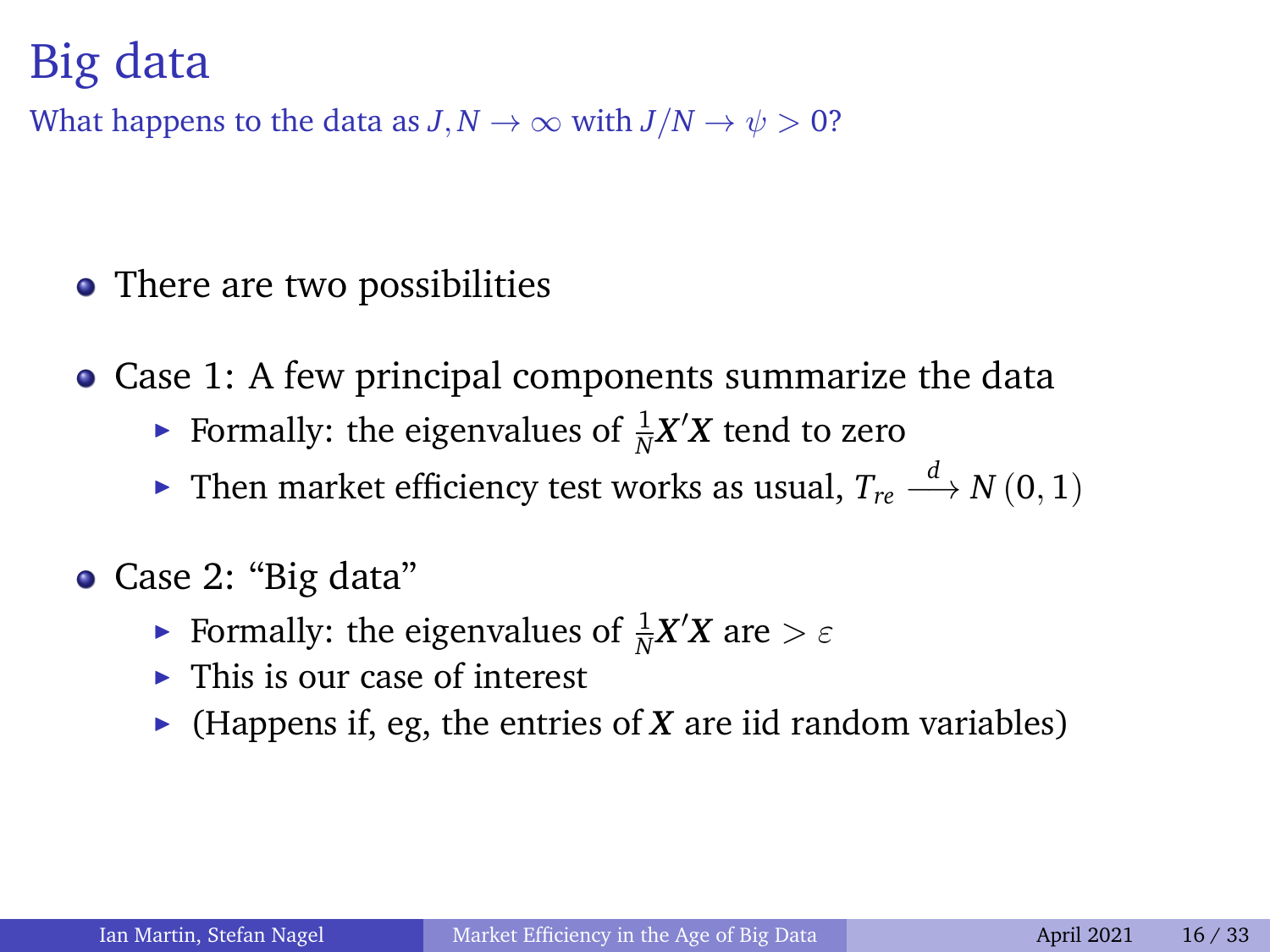# Big data

What happens to the data as $J, N \to \infty$ with $J/N \to \psi > 0$?

- There are two possibilities
- Case 1: A few principal components summarize the data
  - Formally: the eigenvalues of $\frac{1}{N}\boldsymbol{X}'\boldsymbol{X}$ tend to zero
  - Then market efficiency test works as usual, $T_{re} \xrightarrow{d} N(0, 1)$
- Case 2: "Big data"
  - Formally: the eigenvalues of $\frac{1}{N}\boldsymbol{X}'\boldsymbol{X}$ are $> \varepsilon$
  - This is our case of interest
  - (Happens if, eg, the entries of $\boldsymbol{X}$ are iid random variables)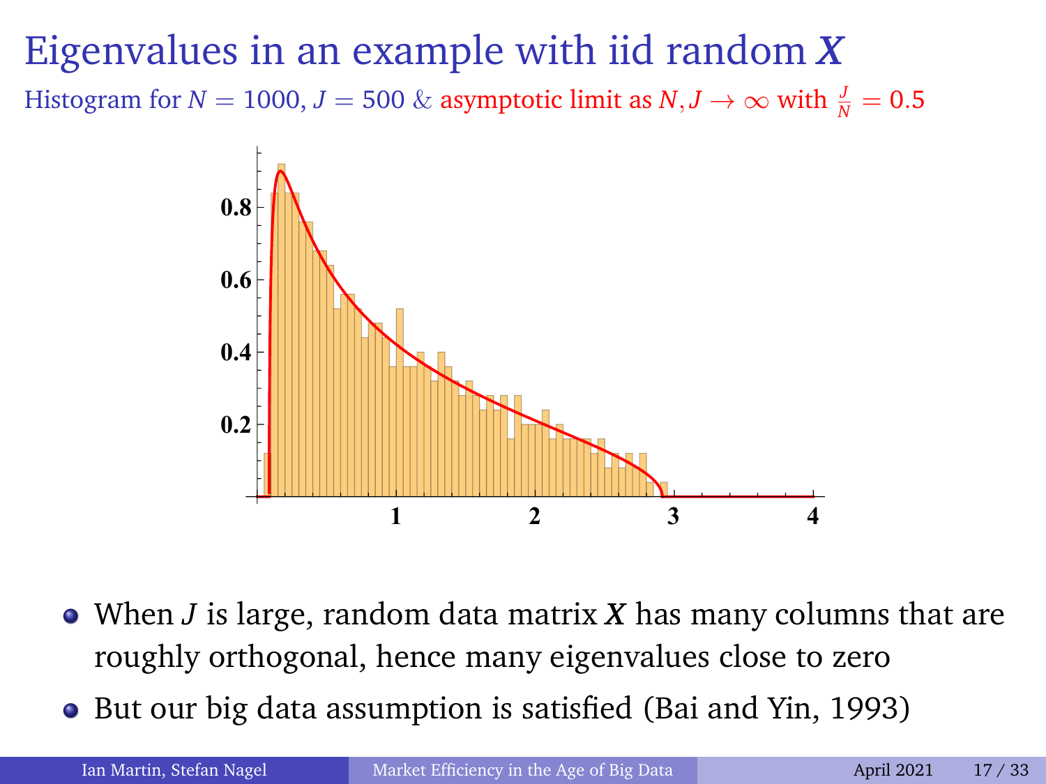# Eigenvalues in an example with iid random $\boldsymbol{X}$

Histogram for $N = 1000$, $J = 500$ & asymptotic limit as $N, J \to \infty$ with $\frac{J}{N} = 0.5$

- When $J$ is large, random data matrix $\boldsymbol{X}$ has many columns that are roughly orthogonal, hence many eigenvalues close to zero
- But our big data assumption is satisfied (Bai and Yin, 1993)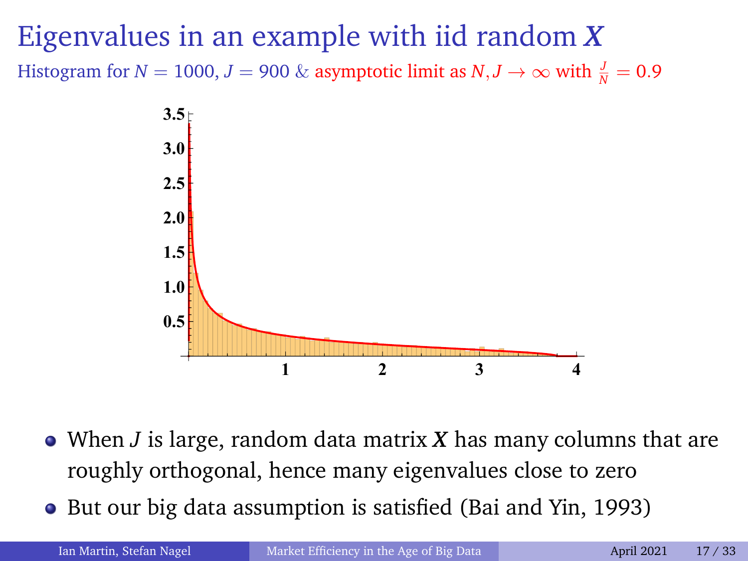# Eigenvalues in an example with iid random $\boldsymbol{X}$

Histogram for $N = 1000$, $J = 900$ & asymptotic limit as $N, J \to \infty$ with $\frac{J}{N} = 0.9$

- When $J$ is large, random data matrix $\boldsymbol{X}$ has many columns that are roughly orthogonal, hence many eigenvalues close to zero
- But our big data assumption is satisfied (Bai and Yin, 1993)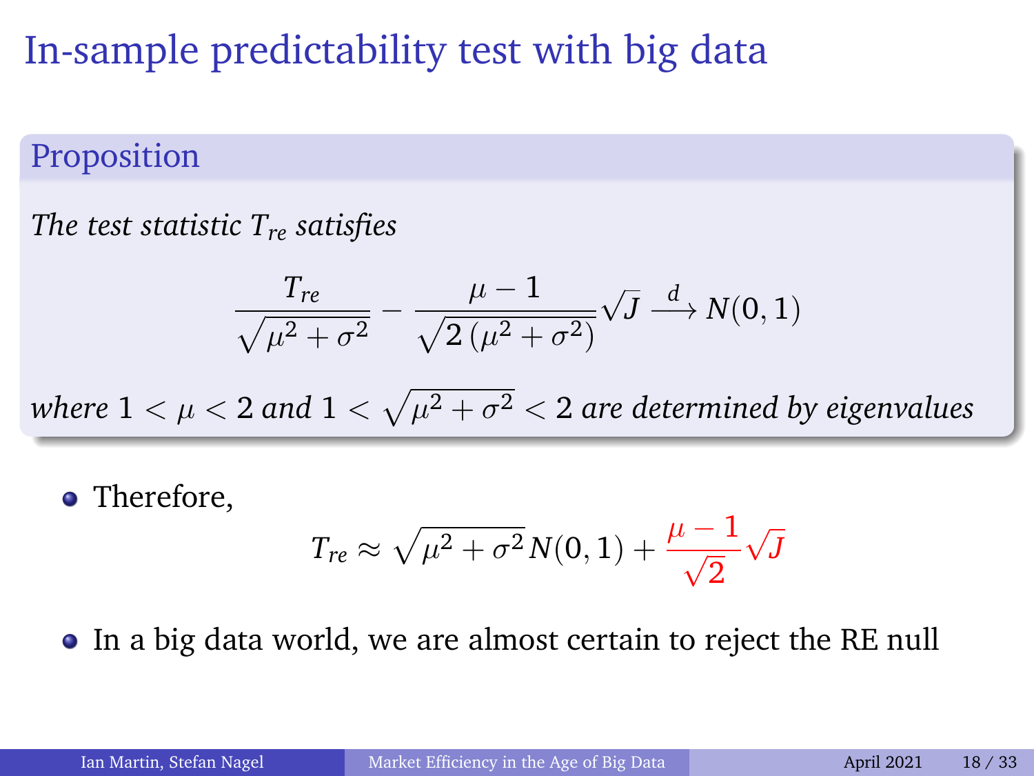# In-sample predictability test with big data

**Proposition**

*The test statistic $T_{re}$ satisfies*

$$\frac{T_{re}}{\sqrt{\mu^2+\sigma^2}} - \frac{\mu-1}{\sqrt{2\left(\mu^2+\sigma^2\right)}}\sqrt{J} \xrightarrow{d} N(0,1)$$

*where $1<\mu<2$ and $1<\sqrt{\mu^2+\sigma^2}<2$ are determined by eigenvalues*

- Therefore,

$$T_{re} \approx \sqrt{\mu^2+\sigma^2}\,N(0,1) + \frac{\mu-1}{\sqrt{2}}\sqrt{J}$$

- In a big data world, we are almost certain to reject the RE null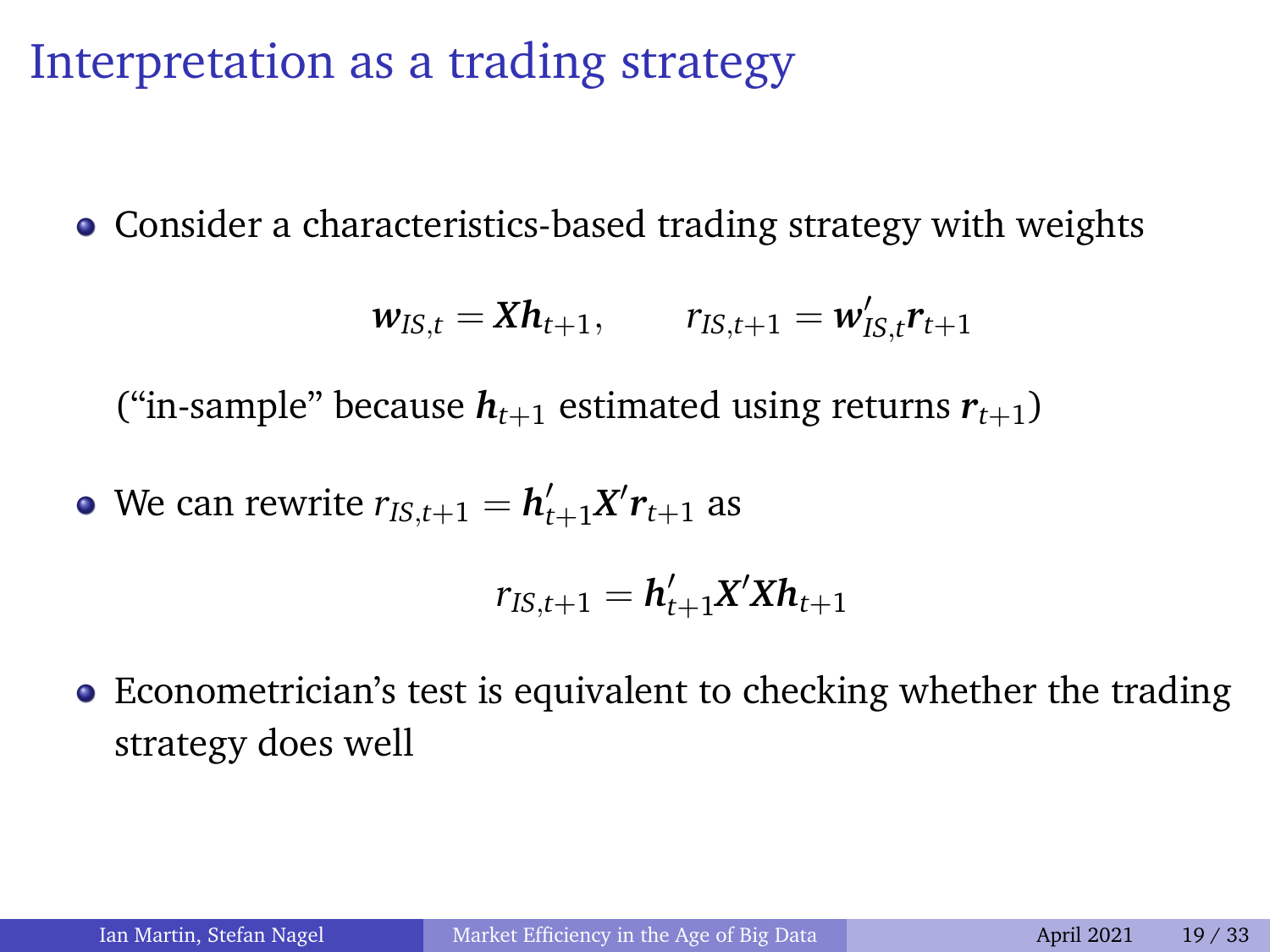# Interpretation as a trading strategy

- Consider a characteristics-based trading strategy with weights

$$\boldsymbol{w}_{IS,t} = \boldsymbol{X}\boldsymbol{h}_{t+1}, \qquad r_{IS,t+1} = \boldsymbol{w}'_{IS,t}\boldsymbol{r}_{t+1}$$

  ("in-sample" because $\boldsymbol{h}_{t+1}$ estimated using returns $\boldsymbol{r}_{t+1}$)

- We can rewrite $r_{IS,t+1} = \boldsymbol{h}'_{t+1}\boldsymbol{X}'\boldsymbol{r}_{t+1}$ as

$$r_{IS,t+1} = \boldsymbol{h}'_{t+1}\boldsymbol{X}'\boldsymbol{X}\boldsymbol{h}_{t+1}$$

- Econometrician's test is equivalent to checking whether the trading strategy does well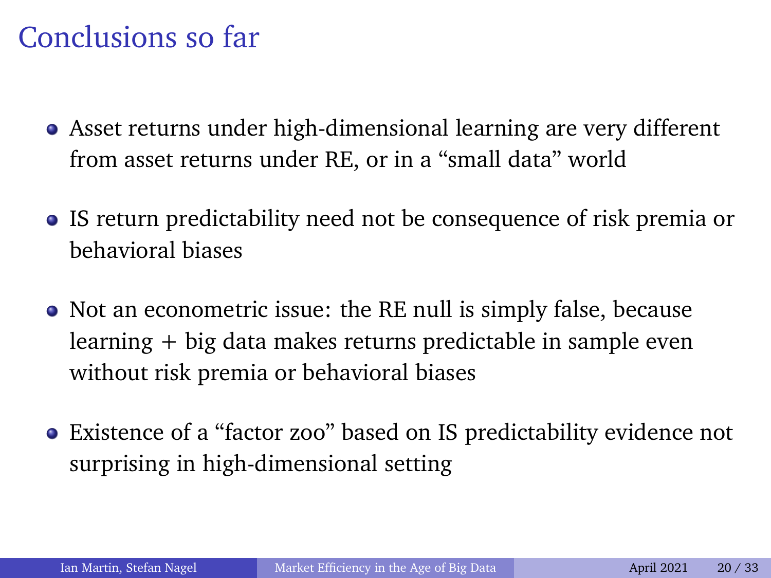# Conclusions so far

- Asset returns under high-dimensional learning are very different from asset returns under RE, or in a "small data" world
- IS return predictability need not be consequence of risk premia or behavioral biases
- Not an econometric issue: the RE null is simply false, because learning + big data makes returns predictable in sample even without risk premia or behavioral biases
- Existence of a "factor zoo" based on IS predictability evidence not surprising in high-dimensional setting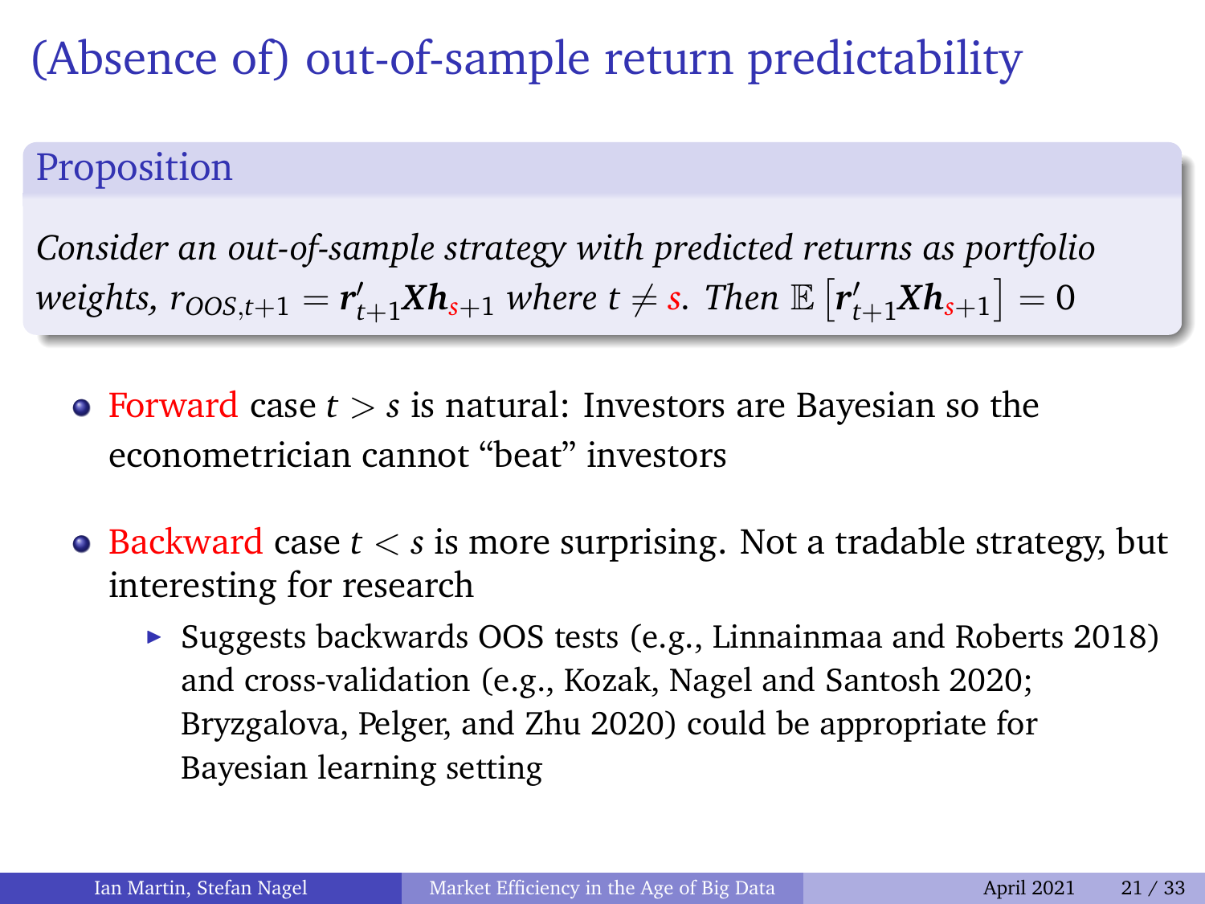# (Absence of) out-of-sample return predictability

**Proposition**

*Consider an out-of-sample strategy with predicted returns as portfolio weights,* $r_{OOS,t+1} = \boldsymbol{r}'_{t+1}\boldsymbol{X}\boldsymbol{h}_{s+1}$ *where* $t \neq s$*. Then* $\mathbb{E}\left[\boldsymbol{r}'_{t+1}\boldsymbol{X}\boldsymbol{h}_{s+1}\right] = 0$

- Forward case $t > s$ is natural: Investors are Bayesian so the econometrician cannot "beat" investors
- Backward case $t < s$ is more surprising. Not a tradable strategy, but interesting for research
  - Suggests backwards OOS tests (e.g., Linnainmaa and Roberts 2018) and cross-validation (e.g., Kozak, Nagel and Santosh 2020; Bryzgalova, Pelger, and Zhu 2020) could be appropriate for Bayesian learning setting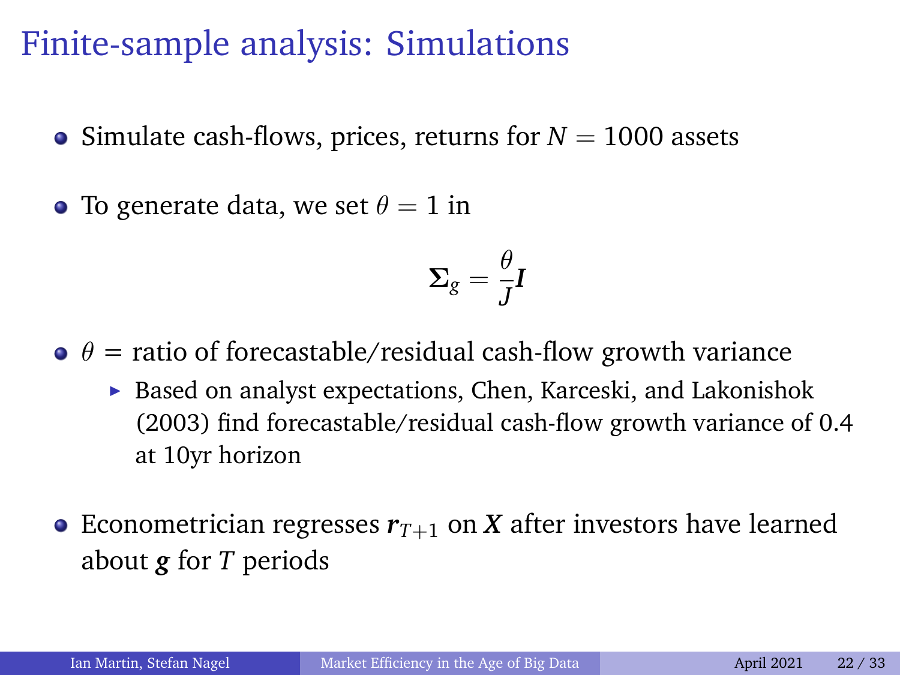# Finite-sample analysis: Simulations

- Simulate cash-flows, prices, returns for $N = 1000$ assets
- To generate data, we set $\theta = 1$ in

$$\boldsymbol{\Sigma}_g = \frac{\theta}{J}\boldsymbol{I}$$

- $\theta$ = ratio of forecastable/residual cash-flow growth variance
  - Based on analyst expectations, Chen, Karceski, and Lakonishok (2003) find forecastable/residual cash-flow growth variance of 0.4 at 10yr horizon
- Econometrician regresses $\boldsymbol{r}_{T+1}$ on $\boldsymbol{X}$ after investors have learned about $\boldsymbol{g}$ for $T$ periods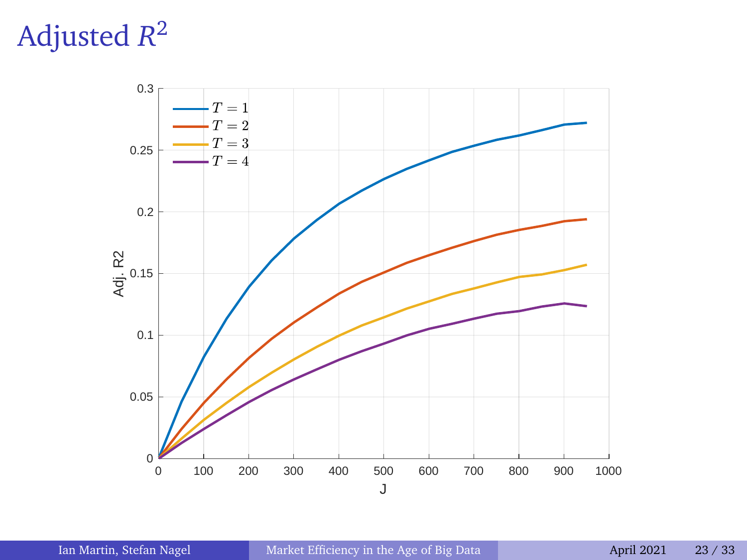# Adjusted $R^2$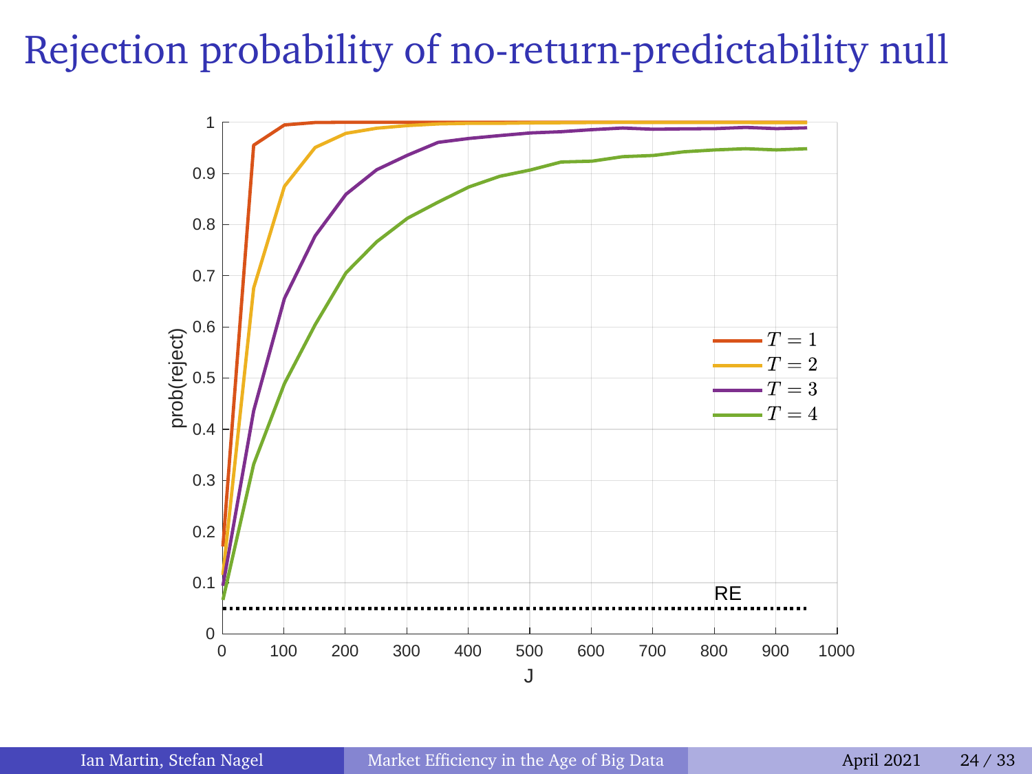# Rejection probability of no-return-predictability null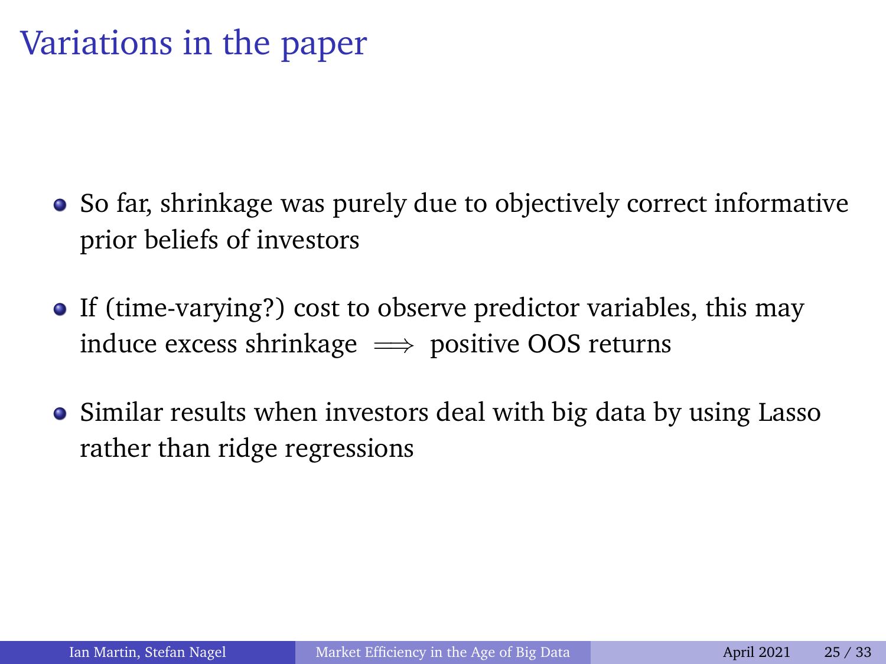# Variations in the paper

- So far, shrinkage was purely due to objectively correct informative prior beliefs of investors
- If (time-varying?) cost to observe predictor variables, this may induce excess shrinkage $\implies$ positive OOS returns
- Similar results when investors deal with big data by using Lasso rather than ridge regressions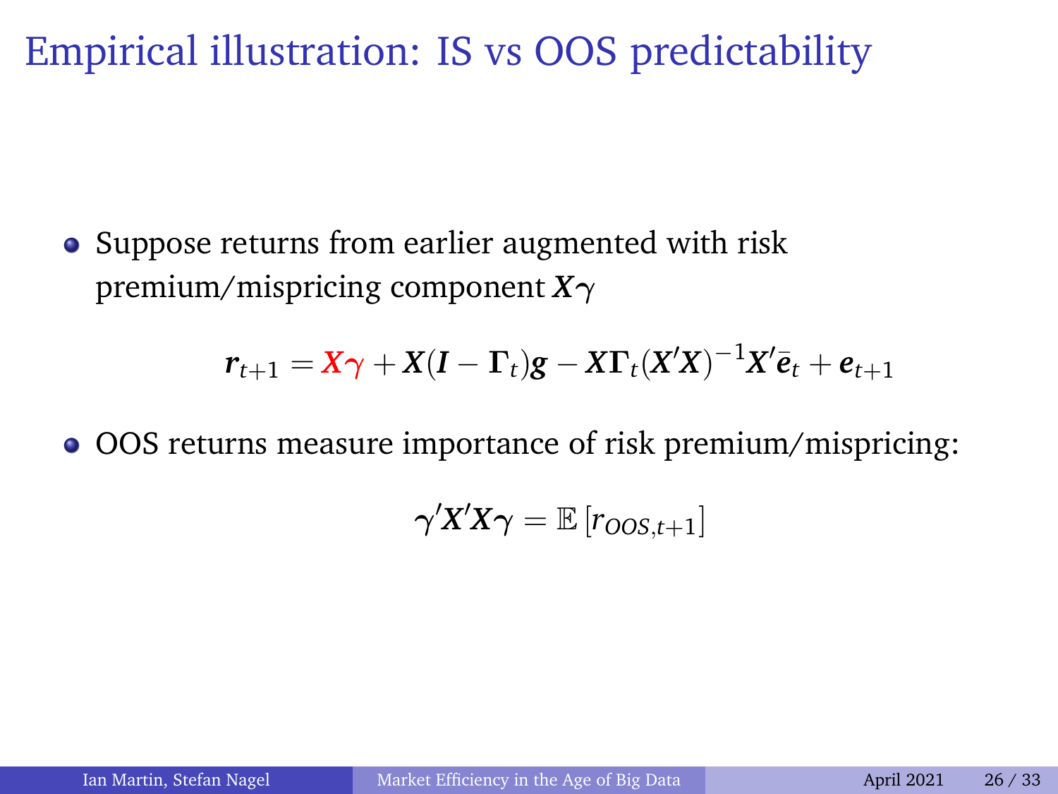# Empirical illustration: IS vs OOS predictability

- Suppose returns from earlier augmented with risk premium/mispricing component $\boldsymbol{X}\boldsymbol{\gamma}$

$$\boldsymbol{r}_{t+1} = \boldsymbol{X}\boldsymbol{\gamma} + \boldsymbol{X}(\boldsymbol{I} - \boldsymbol{\Gamma}_t)\boldsymbol{g} - \boldsymbol{X}\boldsymbol{\Gamma}_t(\boldsymbol{X}'\boldsymbol{X})^{-1}\boldsymbol{X}'\bar{\boldsymbol{e}}_t + \boldsymbol{e}_{t+1}$$

- OOS returns measure importance of risk premium/mispricing:

$$\boldsymbol{\gamma}'\boldsymbol{X}'\boldsymbol{X}\boldsymbol{\gamma} = \mathbb{E}\left[r_{OOS,t+1}\right]$$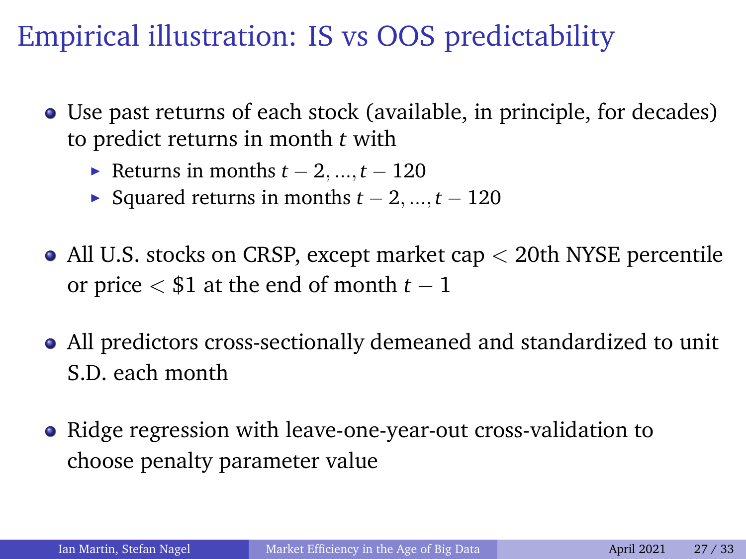# Empirical illustration: IS vs OOS predictability

- Use past returns of each stock (available, in principle, for decades) to predict returns in month $t$ with
  - Returns in months $t-2, \ldots, t-120$
  - Squared returns in months $t-2, \ldots, t-120$
- All U.S. stocks on CRSP, except market cap $<$ 20th NYSE percentile or price $< \$1$ at the end of month $t-1$
- All predictors cross-sectionally demeaned and standardized to unit S.D. each month
- Ridge regression with leave-one-year-out cross-validation to choose penalty parameter value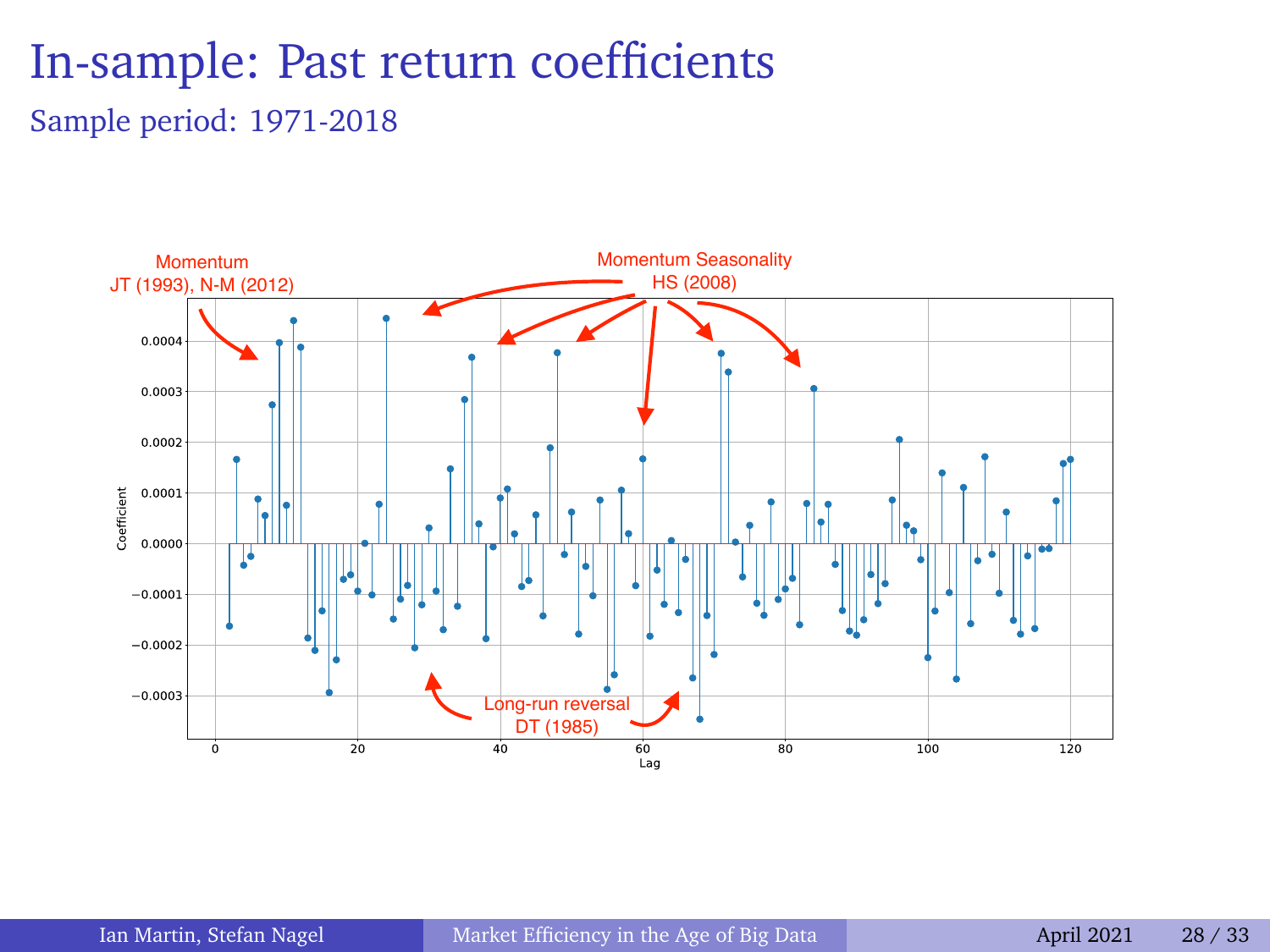# In-sample: Past return coefficients

Sample period: 1971-2018

Momentum
JT (1993), N-M (2012)

Momentum Seasonality
HS (2008)

Long-run reversal
DT (1985)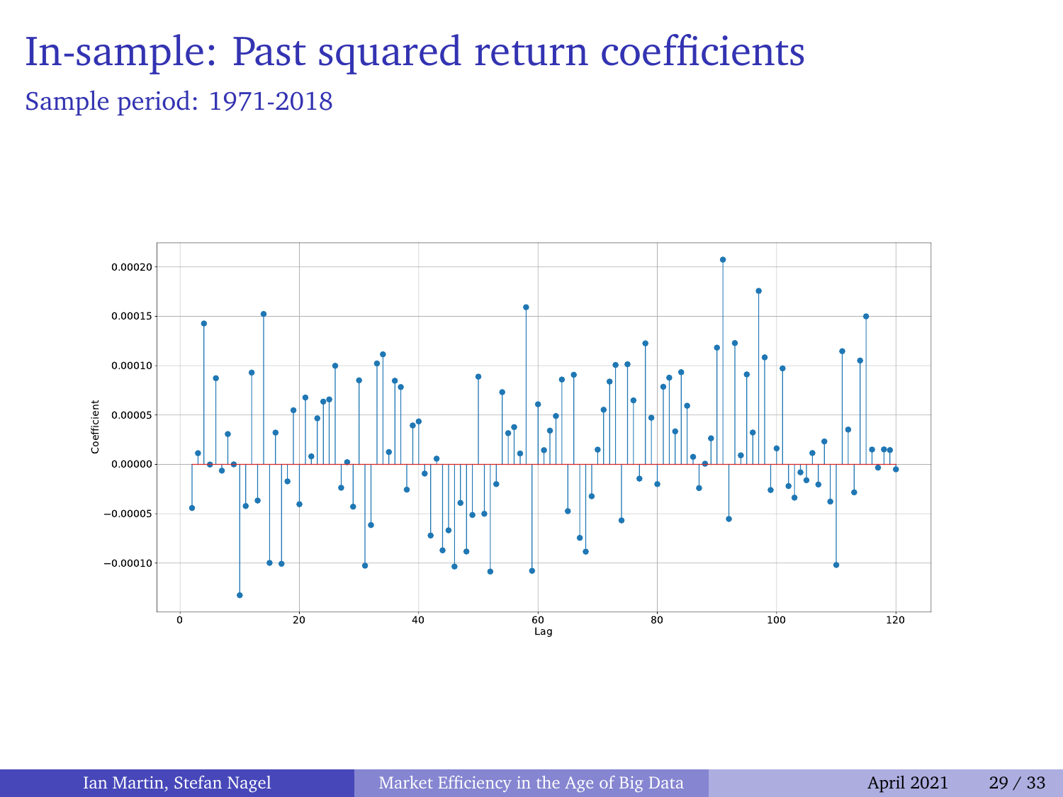# In-sample: Past squared return coefficients

Sample period: 1971-2018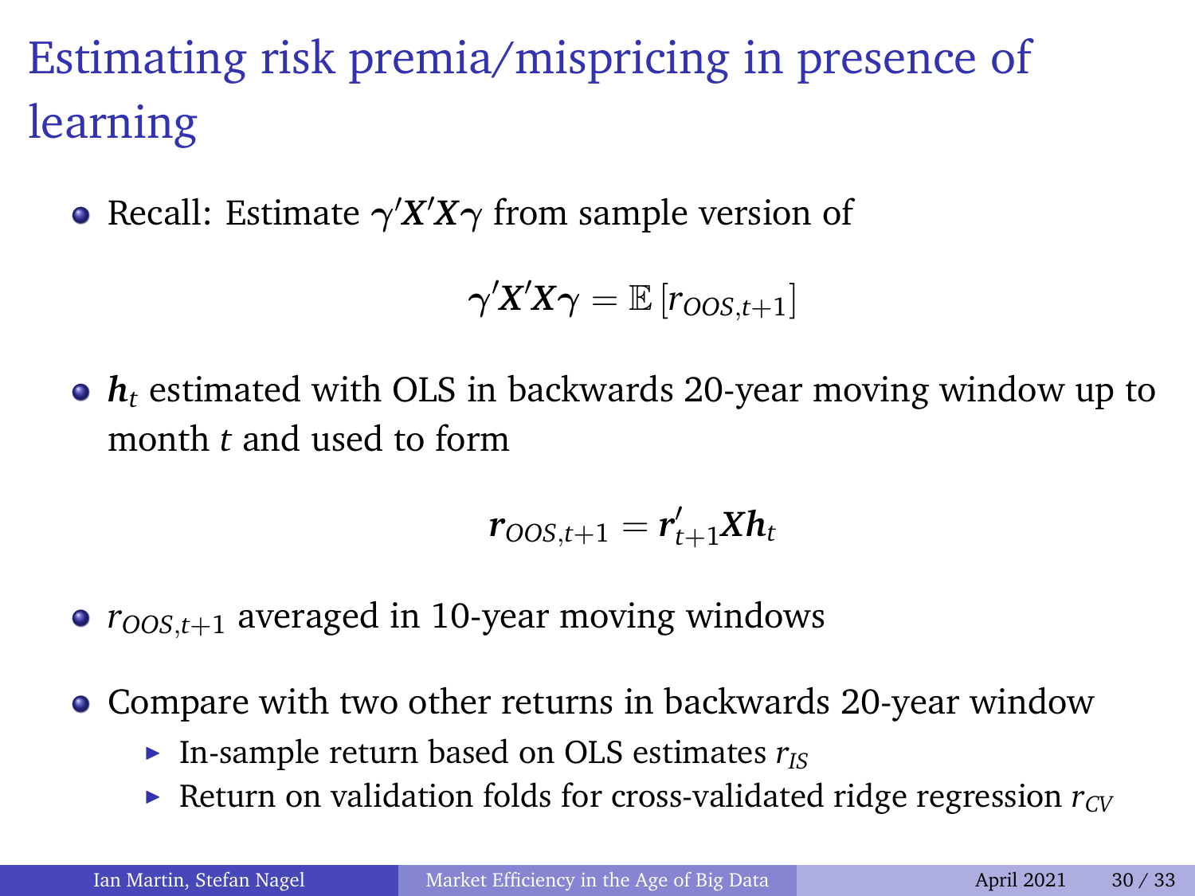# Estimating risk premia/mispricing in presence of learning

- Recall: Estimate $\boldsymbol{\gamma}'\boldsymbol{X}'\boldsymbol{X}\boldsymbol{\gamma}$ from sample version of

$$\boldsymbol{\gamma}'\boldsymbol{X}'\boldsymbol{X}\boldsymbol{\gamma} = \mathbb{E}\left[r_{OOS,t+1}\right]$$

- $\boldsymbol{h}_t$ estimated with OLS in backwards 20-year moving window up to month $t$ and used to form

$$\boldsymbol{r}_{OOS,t+1} = \boldsymbol{r}'_{t+1}\boldsymbol{X}\boldsymbol{h}_t$$

- $r_{OOS,t+1}$ averaged in 10-year moving windows

- Compare with two other returns in backwards 20-year window
  - In-sample return based on OLS estimates $r_{IS}$
  - Return on validation folds for cross-validated ridge regression $r_{CV}$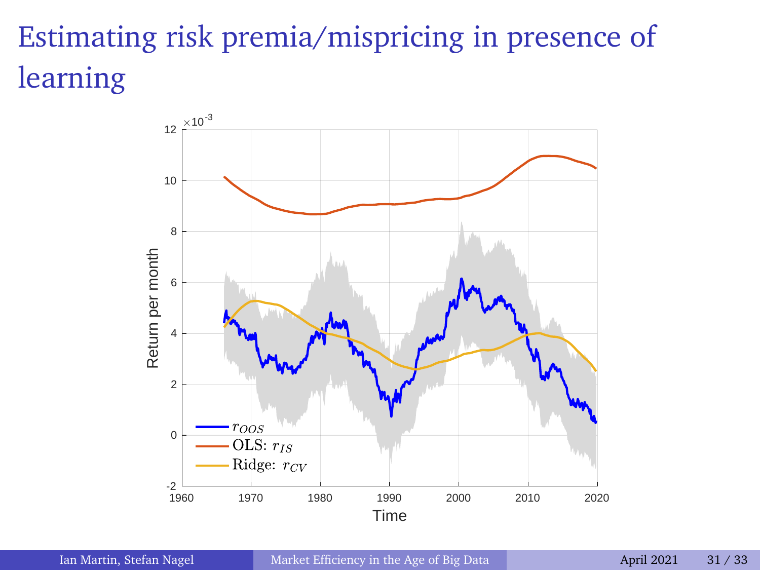# Estimating risk premia/mispricing in presence of learning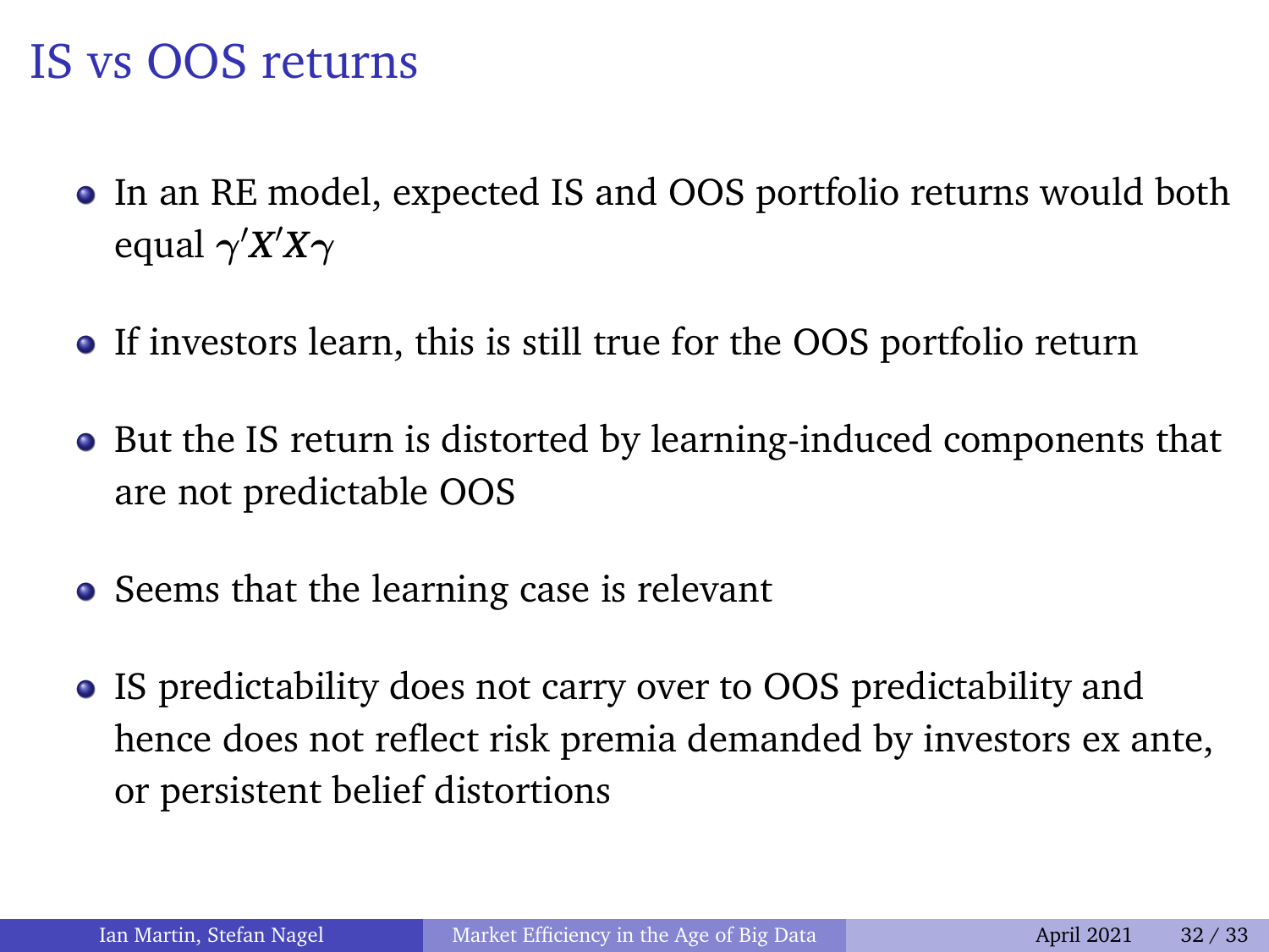# IS vs OOS returns

- In an RE model, expected IS and OOS portfolio returns would both equal $\boldsymbol{\gamma}'\boldsymbol{X}'\boldsymbol{X}\boldsymbol{\gamma}$
- If investors learn, this is still true for the OOS portfolio return
- But the IS return is distorted by learning-induced components that are not predictable OOS
- Seems that the learning case is relevant
- IS predictability does not carry over to OOS predictability and hence does not reflect risk premia demanded by investors ex ante, or persistent belief distortions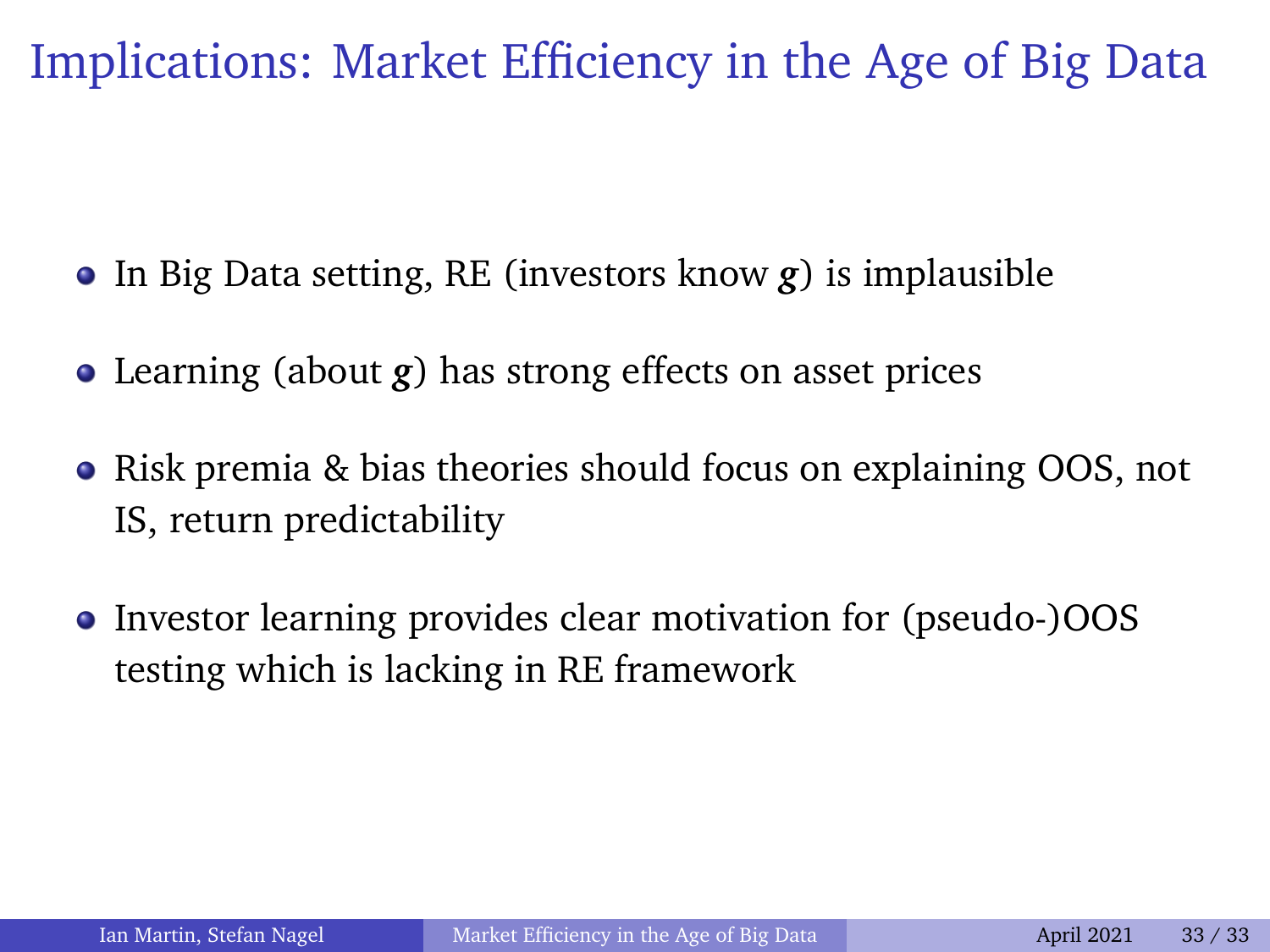# Implications: Market Efficiency in the Age of Big Data

- In Big Data setting, RE (investors know $\boldsymbol{g}$) is implausible
- Learning (about $\boldsymbol{g}$) has strong effects on asset prices
- Risk premia & bias theories should focus on explaining OOS, not IS, return predictability
- Investor learning provides clear motivation for (pseudo-)OOS testing which is lacking in RE framework